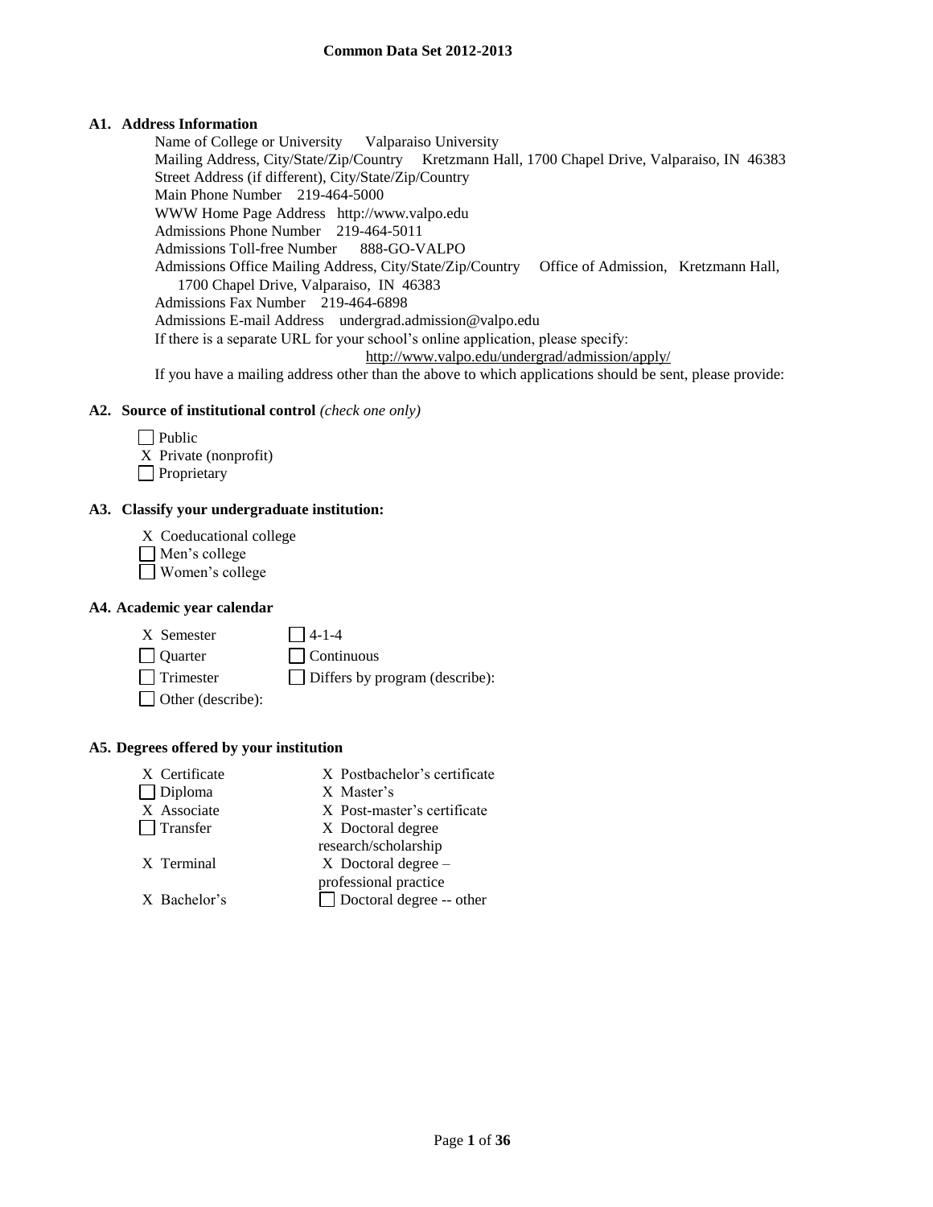# Common Data Set 2012-2013

### A1. Address Information

Name of College or University Valparaiso University
Mailing Address, City/State/Zip/Country Kretzmann Hall, 1700 Chapel Drive, Valparaiso, IN 46383
Street Address (if different), City/State/Zip/Country
Main Phone Number 219-464-5000
WWW Home Page Address http://www.valpo.edu
Admissions Phone Number 219-464-5011
Admissions Toll-free Number 888-GO-VALPO
Admissions Office Mailing Address, City/State/Zip/Country Office of Admission, Kretzmann Hall, 1700 Chapel Drive, Valparaiso, IN 46383
Admissions Fax Number 219-464-6898
Admissions E-mail Address undergrad.admission@valpo.edu
If there is a separate URL for your school's online application, please specify:
http://www.valpo.edu/undergrad/admission/apply/
If you have a mailing address other than the above to which applications should be sent, please provide:

### A2. Source of institutional control *(check one only)*

- [ ] Public
- X Private (nonprofit)
- [ ] Proprietary

### A3. Classify your undergraduate institution:

- X Coeducational college
- [ ] Men's college
- [ ] Women's college

### A4. Academic year calendar

- X Semester
- [ ] Quarter
- [ ] Trimester
- [ ] Other (describe):
- [ ] 4-1-4
- [ ] Continuous
- [ ] Differs by program (describe):

### A5. Degrees offered by your institution

- X Certificate
- [ ] Diploma
- X Associate
- [ ] Transfer
- X Terminal
- X Bachelor's
- X Postbachelor's certificate
- X Master's
- X Post-master's certificate
- X Doctoral degree research/scholarship
- X Doctoral degree – professional practice
- [ ] Doctoral degree -- other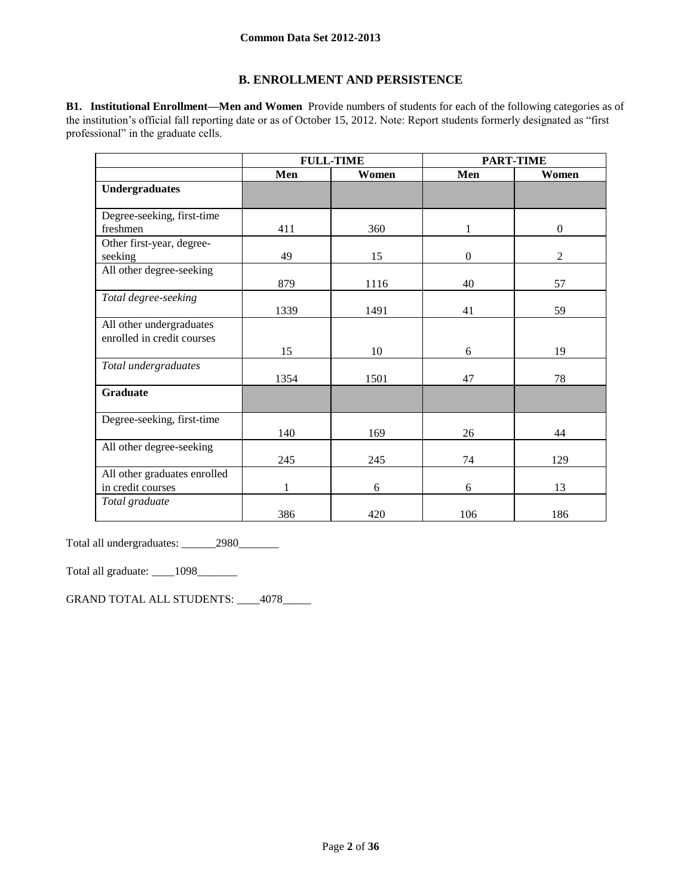## B. ENROLLMENT AND PERSISTENCE

**B1. Institutional Enrollment—Men and Women** Provide numbers of students for each of the following categories as of the institution's official fall reporting date or as of October 15, 2012. Note: Report students formerly designated as "first professional" in the graduate cells.

| | FULL-TIME | | PART-TIME | |
|---|---|---|---|---|
| | **Men** | **Women** | **Men** | **Women** |
| **Undergraduates** | | | | |
| Degree-seeking, first-time freshmen | 411 | 360 | 1 | 0 |
| Other first-year, degree-seeking | 49 | 15 | 0 | 2 |
| All other degree-seeking | 879 | 1116 | 40 | 57 |
| *Total degree-seeking* | 1339 | 1491 | 41 | 59 |
| All other undergraduates enrolled in credit courses | 15 | 10 | 6 | 19 |
| *Total undergraduates* | 1354 | 1501 | 47 | 78 |
| **Graduate** | | | | |
| Degree-seeking, first-time | 140 | 169 | 26 | 44 |
| All other degree-seeking | 245 | 245 | 74 | 129 |
| All other graduates enrolled in credit courses | 1 | 6 | 6 | 13 |
| *Total graduate* | 386 | 420 | 106 | 186 |

Total all undergraduates: ______2980_______

Total all graduate: ____1098_______

GRAND TOTAL ALL STUDENTS: ____4078_____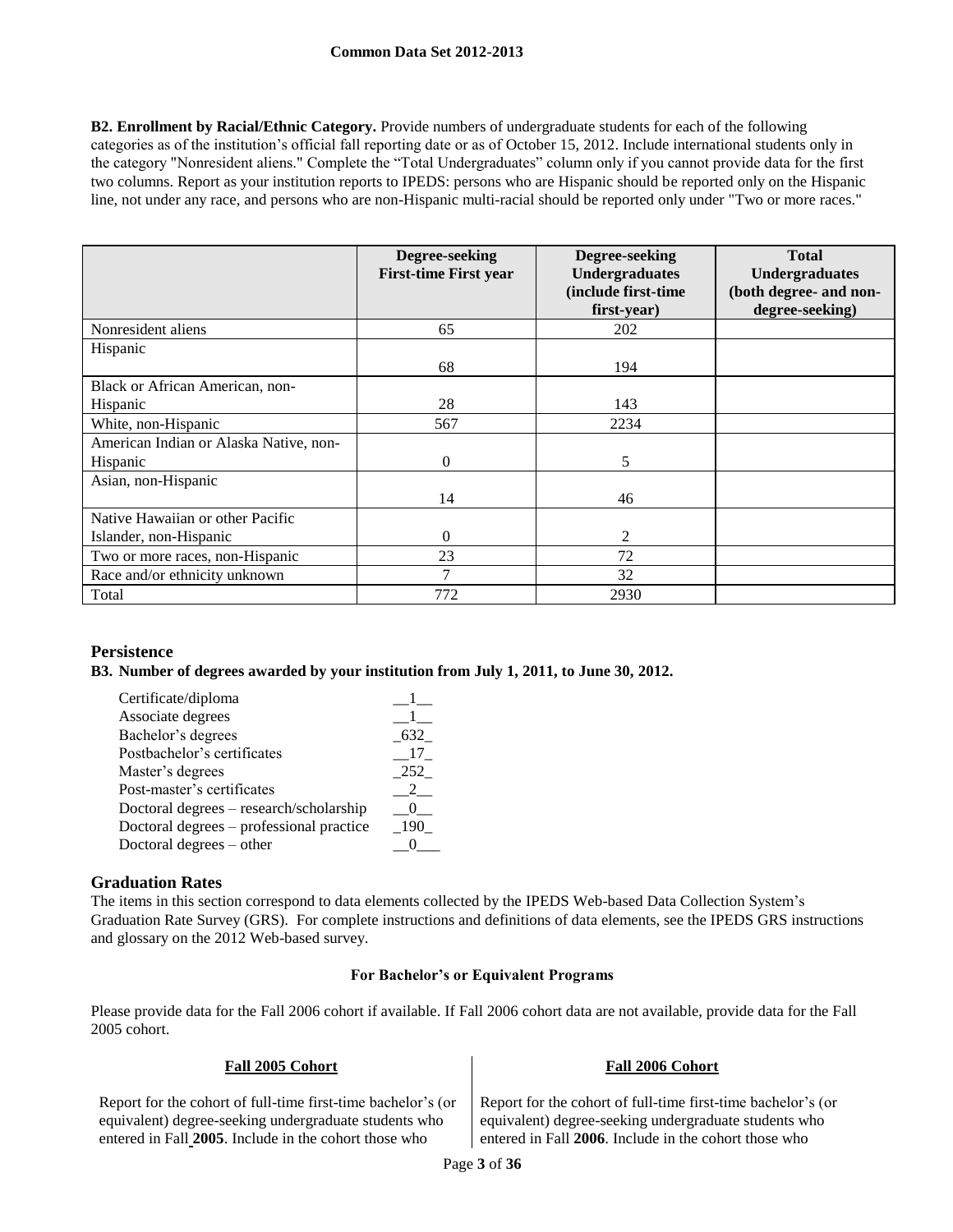**B2. Enrollment by Racial/Ethnic Category.** Provide numbers of undergraduate students for each of the following categories as of the institution's official fall reporting date or as of October 15, 2012. Include international students only in the category "Nonresident aliens." Complete the "Total Undergraduates" column only if you cannot provide data for the first two columns. Report as your institution reports to IPEDS: persons who are Hispanic should be reported only on the Hispanic line, not under any race, and persons who are non-Hispanic multi-racial should be reported only under "Two or more races."

| | Degree-seeking First-time First year | Degree-seeking Undergraduates (include first-time first-year) | Total Undergraduates (both degree- and non-degree-seeking) |
|---|---|---|---|
| Nonresident aliens | 65 | 202 | |
| Hispanic | 68 | 194 | |
| Black or African American, non-Hispanic | 28 | 143 | |
| White, non-Hispanic | 567 | 2234 | |
| American Indian or Alaska Native, non-Hispanic | 0 | 5 | |
| Asian, non-Hispanic | 14 | 46 | |
| Native Hawaiian or other Pacific Islander, non-Hispanic | 0 | 2 | |
| Two or more races, non-Hispanic | 23 | 72 | |
| Race and/or ethnicity unknown | 7 | 32 | |
| Total | 772 | 2930 | |

## Persistence

**B3. Number of degrees awarded by your institution from July 1, 2011, to June 30, 2012.**

| | |
|---|---|
| Certificate/diploma | 1 |
| Associate degrees | 1 |
| Bachelor's degrees | 632 |
| Postbachelor's certificates | 17 |
| Master's degrees | 252 |
| Post-master's certificates | 2 |
| Doctoral degrees – research/scholarship | 0 |
| Doctoral degrees – professional practice | 190 |
| Doctoral degrees – other | 0 |

## Graduation Rates

The items in this section correspond to data elements collected by the IPEDS Web-based Data Collection System's Graduation Rate Survey (GRS). For complete instructions and definitions of data elements, see the IPEDS GRS instructions and glossary on the 2012 Web-based survey.

### For Bachelor's or Equivalent Programs

Please provide data for the Fall 2006 cohort if available. If Fall 2006 cohort data are not available, provide data for the Fall 2005 cohort.

| Fall 2005 Cohort | Fall 2006 Cohort |
|---|---|
| Report for the cohort of full-time first-time bachelor's (or equivalent) degree-seeking undergraduate students who entered in Fall **2005**. Include in the cohort those who | Report for the cohort of full-time first-time bachelor's (or equivalent) degree-seeking undergraduate students who entered in Fall **2006**. Include in the cohort those who |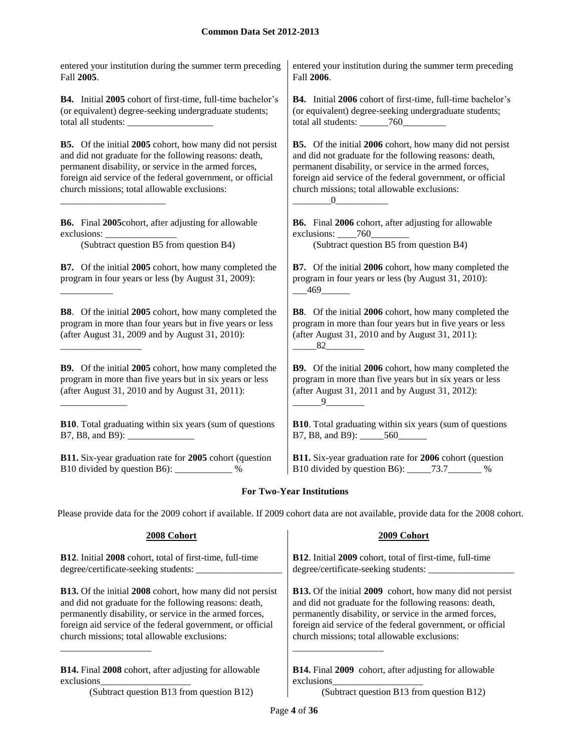entered your institution during the summer term preceding Fall **2005**.

**B4.** Initial **2005** cohort of first-time, full-time bachelor's (or equivalent) degree-seeking undergraduate students; total all students: ___________________

**B5.** Of the initial **2005** cohort, how many did not persist and did not graduate for the following reasons: death, permanent disability, or service in the armed forces, foreign aid service of the federal government, or official church missions; total allowable exclusions: ______________________

**B6.** Final **2005**cohort, after adjusting for allowable exclusions: _______________
(Subtract question B5 from question B4)

**B7.** Of the initial **2005** cohort, how many completed the program in four years or less (by August 31, 2009): ___________

**B8**. Of the initial **2005** cohort, how many completed the program in more than four years but in five years or less (after August 31, 2009 and by August 31, 2010): _________________

**B9.** Of the initial **2005** cohort, how many completed the program in more than five years but in six years or less (after August 31, 2010 and by August 31, 2011): ______________

**B10**. Total graduating within six years (sum of questions B7, B8, and B9): ______________

**B11.** Six-year graduation rate for **2005** cohort (question B10 divided by question B6): ____________ %

entered your institution during the summer term preceding Fall **2006**.

**B4.** Initial **2006** cohort of first-time, full-time bachelor's (or equivalent) degree-seeking undergraduate students; total all students: ______760_________

**B5.** Of the initial **2006** cohort, how many did not persist and did not graduate for the following reasons: death, permanent disability, or service in the armed forces, foreign aid service of the federal government, or official church missions; total allowable exclusions: ________0___________

**B6.** Final **2006** cohort, after adjusting for allowable exclusions: ____760________
(Subtract question B5 from question B4)

**B7.** Of the initial **2006** cohort, how many completed the program in four years or less (by August 31, 2010): ___469______

**B8**. Of the initial **2006** cohort, how many completed the program in more than four years but in five years or less (after August 31, 2010 and by August 31, 2011): _____82________

**B9.** Of the initial **2006** cohort, how many completed the program in more than five years but in six years or less (after August 31, 2011 and by August 31, 2012): ______9________

**B10**. Total graduating within six years (sum of questions B7, B8, and B9): _____560______

**B11.** Six-year graduation rate for **2006** cohort (question B10 divided by question B6): _____73.7_______ %

### For Two-Year Institutions

Please provide data for the 2009 cohort if available. If 2009 cohort data are not available, provide data for the 2008 cohort.

**2008 Cohort**

**B12**. Initial **2008** cohort, total of first-time, full-time degree/certificate-seeking students: __________________

**B13.** Of the initial **2008** cohort, how many did not persist and did not graduate for the following reasons: death, permanently disability, or service in the armed forces, foreign aid service of the federal government, or official church missions; total allowable exclusions: ___________________

**B14.** Final **2008** cohort, after adjusting for allowable exclusions___________________
(Subtract question B13 from question B12)

**2009 Cohort**

**B12**. Initial **2009** cohort, total of first-time, full-time degree/certificate-seeking students: __________________

**B13.** Of the initial **2009** cohort, how many did not persist and did not graduate for the following reasons: death, permanently disability, or service in the armed forces, foreign aid service of the federal government, or official church missions; total allowable exclusions: ___________________

**B14.** Final **2009** cohort, after adjusting for allowable exclusions___________________
(Subtract question B13 from question B12)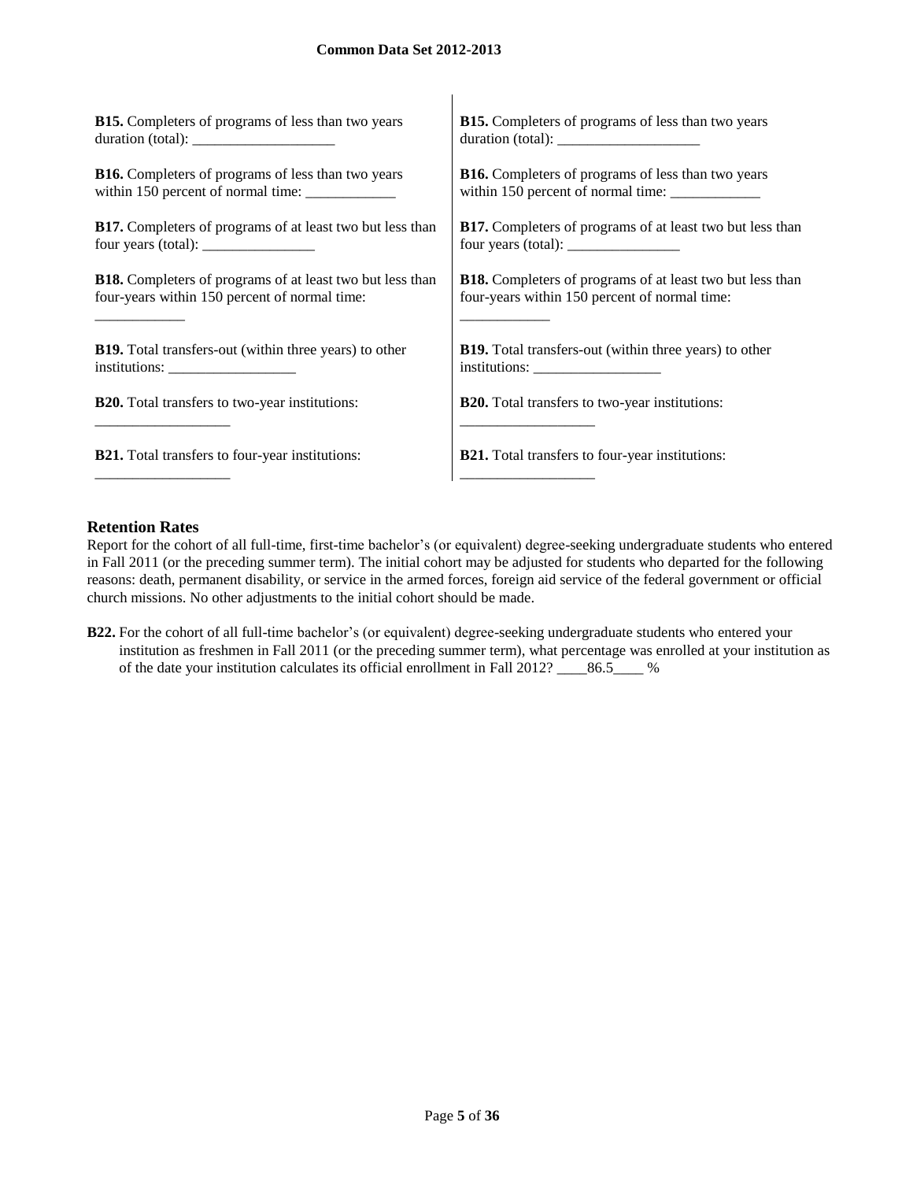**B15.** Completers of programs of less than two years duration (total): ___________________

**B16.** Completers of programs of less than two years within 150 percent of normal time: ____________

**B17.** Completers of programs of at least two but less than four years (total): _______________

**B18.** Completers of programs of at least two but less than four-years within 150 percent of normal time: ____________

**B19.** Total transfers-out (within three years) to other institutions: _________________

**B20.** Total transfers to two-year institutions: __________________

**B21.** Total transfers to four-year institutions: __________________

**B15.** Completers of programs of less than two years duration (total): ___________________

**B16.** Completers of programs of less than two years within 150 percent of normal time: ____________

**B17.** Completers of programs of at least two but less than four years (total): _______________

**B18.** Completers of programs of at least two but less than four-years within 150 percent of normal time: ____________

**B19.** Total transfers-out (within three years) to other institutions: _________________

**B20.** Total transfers to two-year institutions: __________________

**B21.** Total transfers to four-year institutions: __________________

## Retention Rates

Report for the cohort of all full-time, first-time bachelor's (or equivalent) degree-seeking undergraduate students who entered in Fall 2011 (or the preceding summer term). The initial cohort may be adjusted for students who departed for the following reasons: death, permanent disability, or service in the armed forces, foreign aid service of the federal government or official church missions. No other adjustments to the initial cohort should be made.

**B22.** For the cohort of all full-time bachelor's (or equivalent) degree-seeking undergraduate students who entered your institution as freshmen in Fall 2011 (or the preceding summer term), what percentage was enrolled at your institution as of the date your institution calculates its official enrollment in Fall 2012? ____86.5____ %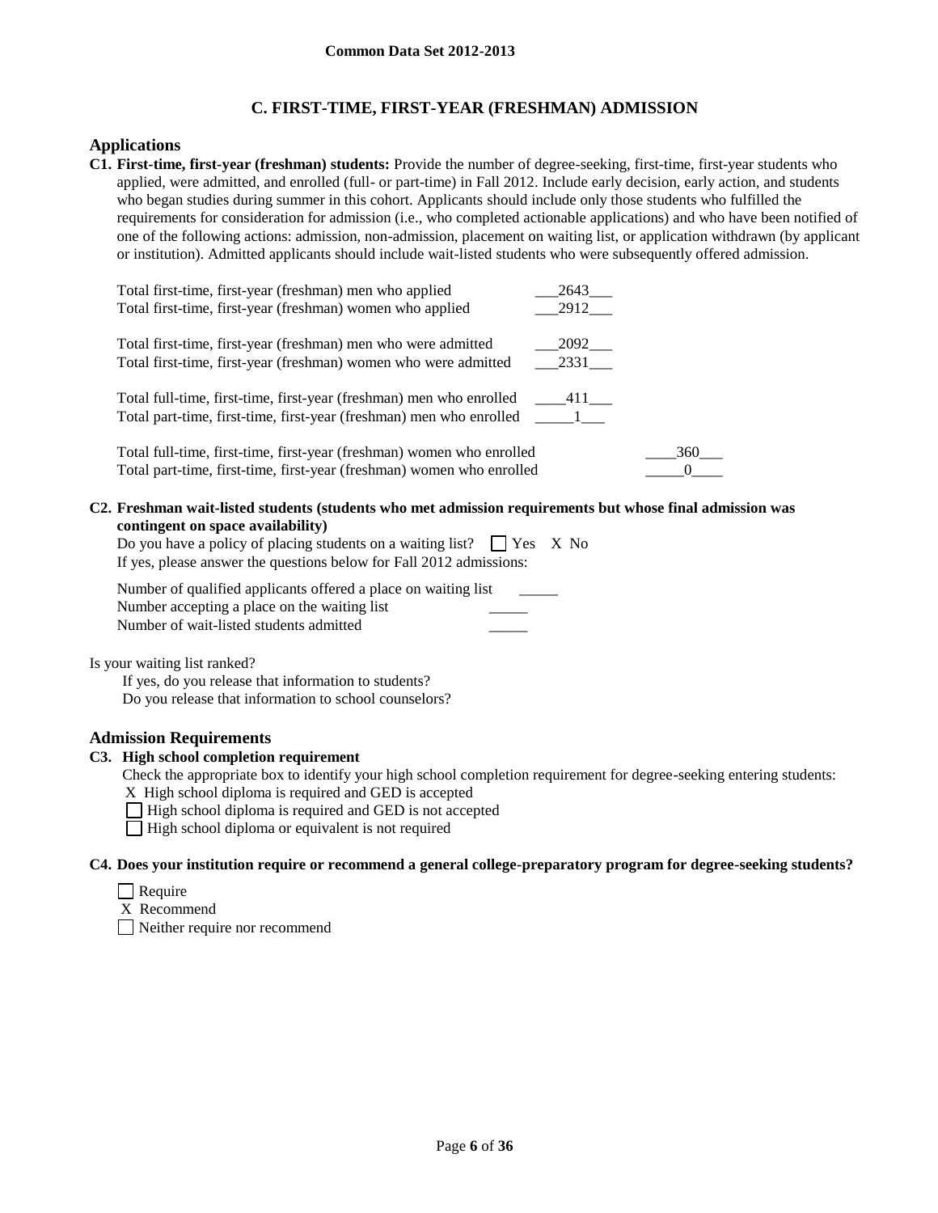## C. FIRST-TIME, FIRST-YEAR (FRESHMAN) ADMISSION

### Applications

**C1. First-time, first-year (freshman) students:** Provide the number of degree-seeking, first-time, first-year students who applied, were admitted, and enrolled (full- or part-time) in Fall 2012. Include early decision, early action, and students who began studies during summer in this cohort. Applicants should include only those students who fulfilled the requirements for consideration for admission (i.e., who completed actionable applications) and who have been notified of one of the following actions: admission, non-admission, placement on waiting list, or application withdrawn (by applicant or institution). Admitted applicants should include wait-listed students who were subsequently offered admission.

| | |
|---|---|
| Total first-time, first-year (freshman) men who applied | 2643 |
| Total first-time, first-year (freshman) women who applied | 2912 |
| Total first-time, first-year (freshman) men who were admitted | 2092 |
| Total first-time, first-year (freshman) women who were admitted | 2331 |
| Total full-time, first-time, first-year (freshman) men who enrolled | 411 |
| Total part-time, first-time, first-year (freshman) men who enrolled | 1 |
| Total full-time, first-time, first-year (freshman) women who enrolled | 360 |
| Total part-time, first-time, first-year (freshman) women who enrolled | 0 |

**C2. Freshman wait-listed students (students who met admission requirements but whose final admission was contingent on space availability)**

Do you have a policy of placing students on a waiting list? ☐ Yes X No

If yes, please answer the questions below for Fall 2012 admissions:

Number of qualified applicants offered a place on waiting list \_\_\_\_\_

Number accepting a place on the waiting list \_\_\_\_\_

Number of wait-listed students admitted \_\_\_\_\_

Is your waiting list ranked?

If yes, do you release that information to students?

Do you release that information to school counselors?

### Admission Requirements

**C3. High school completion requirement**

Check the appropriate box to identify your high school completion requirement for degree-seeking entering students:

X High school diploma is required and GED is accepted

☐ High school diploma is required and GED is not accepted

☐ High school diploma or equivalent is not required

**C4. Does your institution require or recommend a general college-preparatory program for degree-seeking students?**

☐ Require

X Recommend

☐ Neither require nor recommend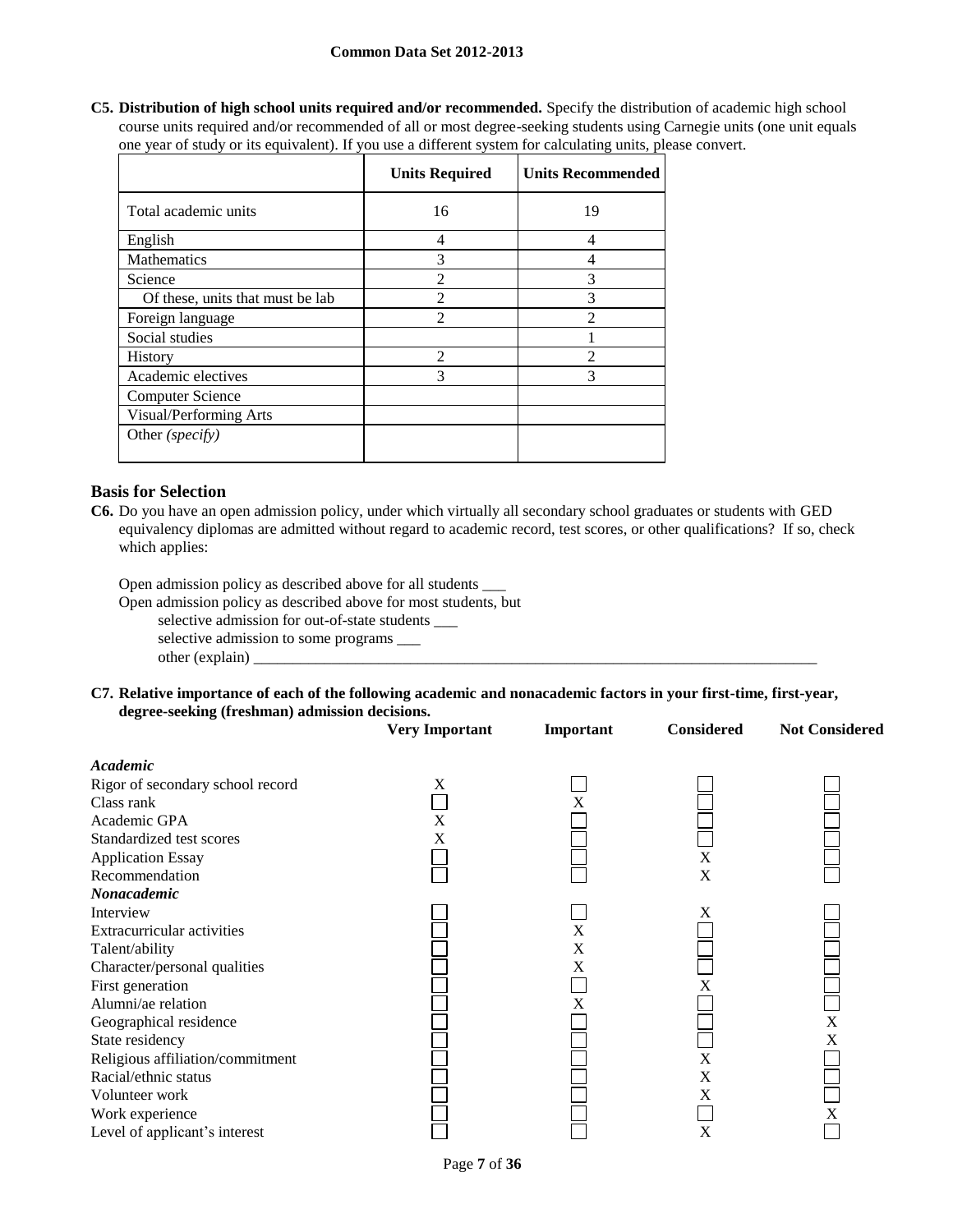**C5. Distribution of high school units required and/or recommended.** Specify the distribution of academic high school course units required and/or recommended of all or most degree-seeking students using Carnegie units (one unit equals one year of study or its equivalent). If you use a different system for calculating units, please convert.

| | Units Required | Units Recommended |
|---|---|---|
| Total academic units | 16 | 19 |
| English | 4 | 4 |
| Mathematics | 3 | 4 |
| Science | 2 | 3 |
| Of these, units that must be lab | 2 | 3 |
| Foreign language | 2 | 2 |
| Social studies | | 1 |
| History | 2 | 2 |
| Academic electives | 3 | 3 |
| Computer Science | | |
| Visual/Performing Arts | | |
| Other *(specify)* | | |

## Basis for Selection

**C6.** Do you have an open admission policy, under which virtually all secondary school graduates or students with GED equivalency diplomas are admitted without regard to academic record, test scores, or other qualifications? If so, check which applies:

Open admission policy as described above for all students ___

Open admission policy as described above for most students, but

- selective admission for out-of-state students ___
- selective admission to some programs ___
- other (explain) ___

**C7. Relative importance of each of the following academic and nonacademic factors in your first-time, first-year, degree-seeking (freshman) admission decisions.**

| | Very Important | Important | Considered | Not Considered |
|---|---|---|---|---|
| ***Academic*** | | | | |
| Rigor of secondary school record | X | | | |
| Class rank | | X | | |
| Academic GPA | X | | | |
| Standardized test scores | X | | | |
| Application Essay | | | X | |
| Recommendation | | | X | |
| ***Nonacademic*** | | | | |
| Interview | | | X | |
| Extracurricular activities | | X | | |
| Talent/ability | | X | | |
| Character/personal qualities | | X | | |
| First generation | | | X | |
| Alumni/ae relation | | X | | |
| Geographical residence | | | | X |
| State residency | | | | X |
| Religious affiliation/commitment | | | X | |
| Racial/ethnic status | | | X | |
| Volunteer work | | | X | |
| Work experience | | | | X |
| Level of applicant's interest | | | X | |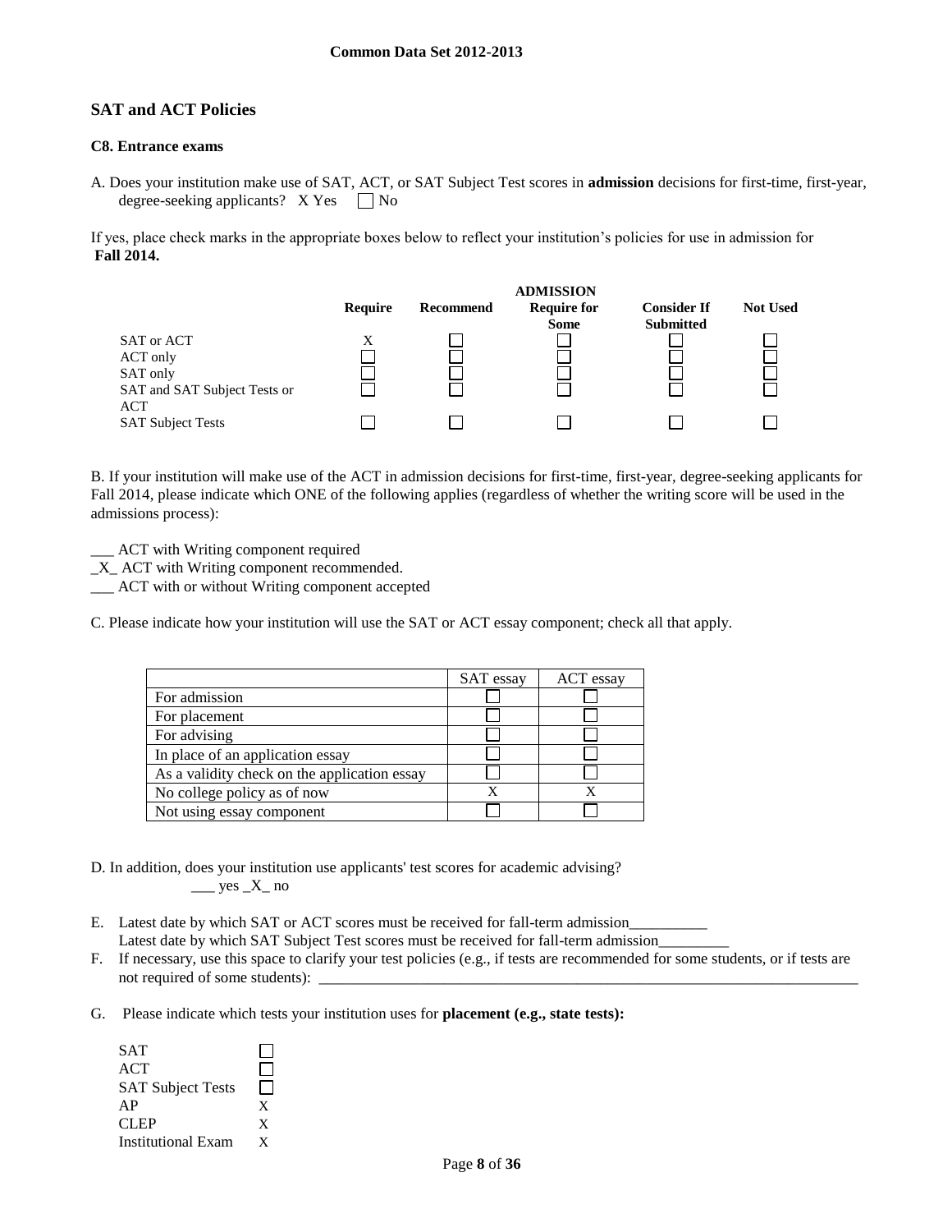## SAT and ACT Policies

### C8. Entrance exams

A. Does your institution make use of SAT, ACT, or SAT Subject Test scores in **admission** decisions for first-time, first-year, degree-seeking applicants? X Yes ☐ No

If yes, place check marks in the appropriate boxes below to reflect your institution's policies for use in admission for **Fall 2014.**

| | ADMISSION | | | | |
|---|---|---|---|---|---|
| | **Require** | **Recommend** | **Require for Some** | **Consider If Submitted** | **Not Used** |
| SAT or ACT | X | ☐ | ☐ | ☐ | ☐ |
| ACT only | ☐ | ☐ | ☐ | ☐ | ☐ |
| SAT only | ☐ | ☐ | ☐ | ☐ | ☐ |
| SAT and SAT Subject Tests or ACT | ☐ | ☐ | ☐ | ☐ | ☐ |
| SAT Subject Tests | ☐ | ☐ | ☐ | ☐ | ☐ |

B. If your institution will make use of the ACT in admission decisions for first-time, first-year, degree-seeking applicants for Fall 2014, please indicate which ONE of the following applies (regardless of whether the writing score will be used in the admissions process):

___ ACT with Writing component required
_X_ ACT with Writing component recommended.
___ ACT with or without Writing component accepted

C. Please indicate how your institution will use the SAT or ACT essay component; check all that apply.

| | SAT essay | ACT essay |
|---|---|---|
| For admission | ☐ | ☐ |
| For placement | ☐ | ☐ |
| For advising | ☐ | ☐ |
| In place of an application essay | ☐ | ☐ |
| As a validity check on the application essay | ☐ | ☐ |
| No college policy as of now | X | X |
| Not using essay component | ☐ | ☐ |

D. In addition, does your institution use applicants' test scores for academic advising?
___ yes _X_ no

E. Latest date by which SAT or ACT scores must be received for fall-term admission__________
Latest date by which SAT Subject Test scores must be received for fall-term admission_________

F. If necessary, use this space to clarify your test policies (e.g., if tests are recommended for some students, or if tests are not required of some students): ___________________________________________________________________

G. Please indicate which tests your institution uses for **placement (e.g., state tests):**

| | |
|---|---|
| SAT | ☐ |
| ACT | ☐ |
| SAT Subject Tests | ☐ |
| AP | X |
| CLEP | X |
| Institutional Exam | X |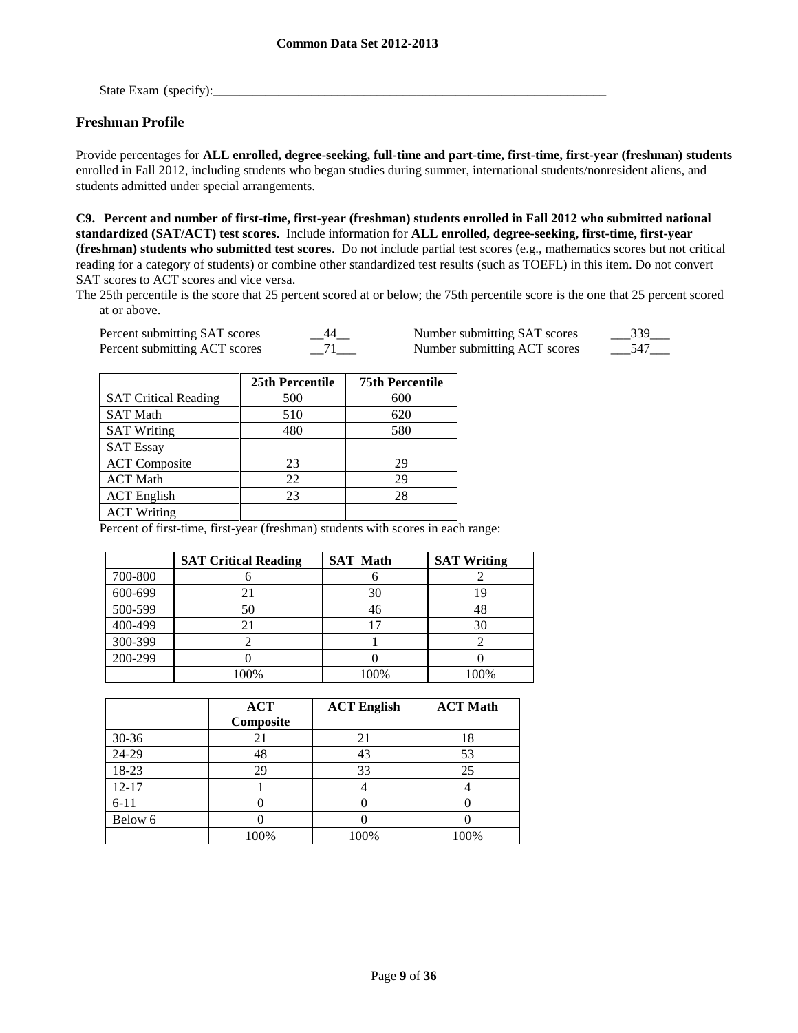State Exam (specify):_______________________________________________________________

## Freshman Profile

Provide percentages for **ALL enrolled, degree-seeking, full-time and part-time, first-time, first-year (freshman) students** enrolled in Fall 2012, including students who began studies during summer, international students/nonresident aliens, and students admitted under special arrangements.

**C9. Percent and number of first-time, first-year (freshman) students enrolled in Fall 2012 who submitted national standardized (SAT/ACT) test scores.** Include information for **ALL enrolled, degree-seeking, first-time, first-year (freshman) students who submitted test scores**. Do not include partial test scores (e.g., mathematics scores but not critical reading for a category of students) or combine other standardized test results (such as TOEFL) in this item. Do not convert SAT scores to ACT scores and vice versa.

The 25th percentile is the score that 25 percent scored at or below; the 75th percentile score is the one that 25 percent scored at or above.

Percent submitting SAT scores __44__ Number submitting SAT scores ___339___
Percent submitting ACT scores __71___ Number submitting ACT scores ___547___

| | 25th Percentile | 75th Percentile |
|---|---|---|
| SAT Critical Reading | 500 | 600 |
| SAT Math | 510 | 620 |
| SAT Writing | 480 | 580 |
| SAT Essay | | |
| ACT Composite | 23 | 29 |
| ACT Math | 22 | 29 |
| ACT English | 23 | 28 |
| ACT Writing | | |

Percent of first-time, first-year (freshman) students with scores in each range:

| | SAT Critical Reading | SAT Math | SAT Writing |
|---|---|---|---|
| 700-800 | 6 | 6 | 2 |
| 600-699 | 21 | 30 | 19 |
| 500-599 | 50 | 46 | 48 |
| 400-499 | 21 | 17 | 30 |
| 300-399 | 2 | 1 | 2 |
| 200-299 | 0 | 0 | 0 |
| | 100% | 100% | 100% |

| | ACT Composite | ACT English | ACT Math |
|---|---|---|---|
| 30-36 | 21 | 21 | 18 |
| 24-29 | 48 | 43 | 53 |
| 18-23 | 29 | 33 | 25 |
| 12-17 | 1 | 4 | 4 |
| 6-11 | 0 | 0 | 0 |
| Below 6 | 0 | 0 | 0 |
| | 100% | 100% | 100% |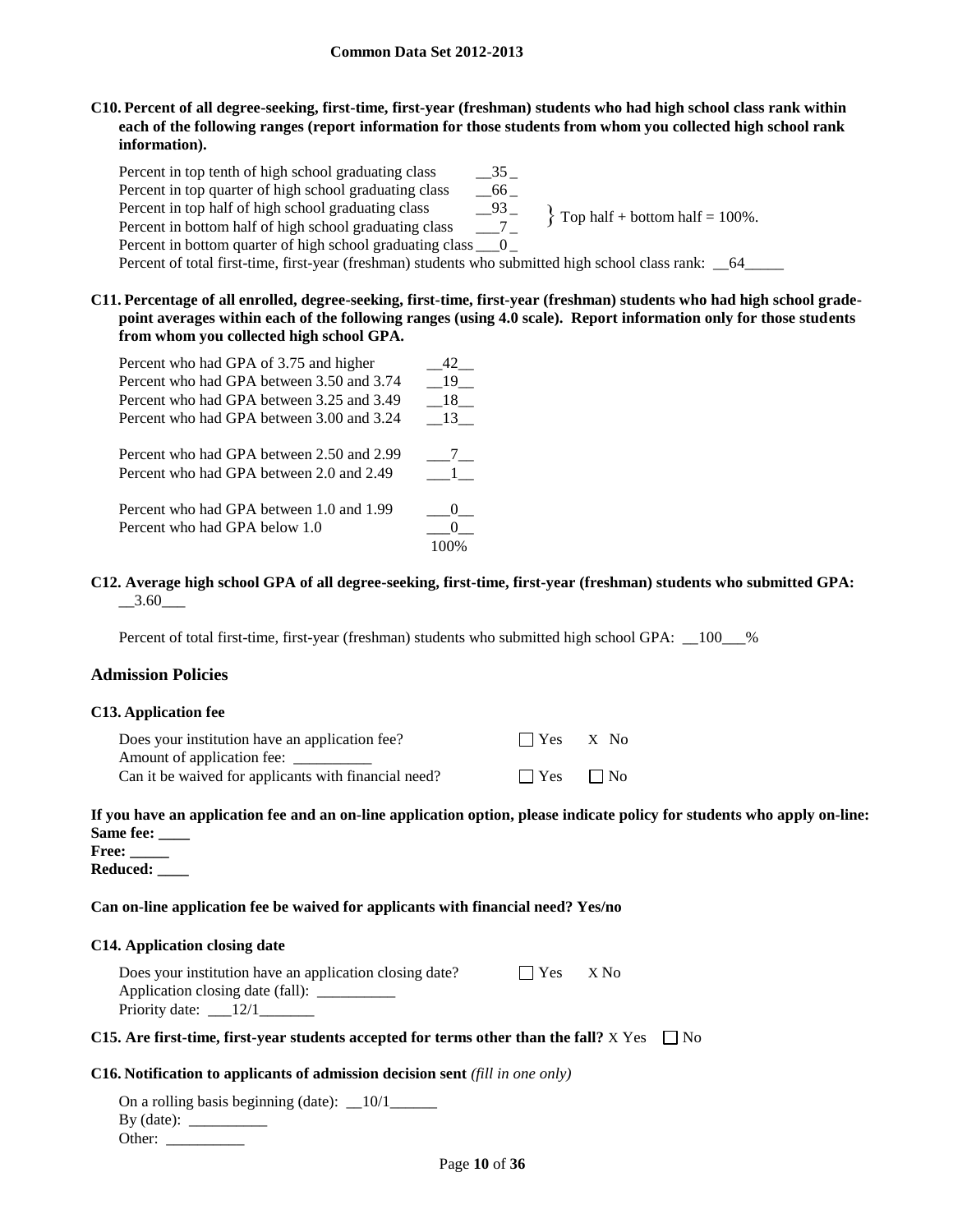**C10. Percent of all degree-seeking, first-time, first-year (freshman) students who had high school class rank within each of the following ranges (report information for those students from whom you collected high school rank information).**

Percent in top tenth of high school graduating class __35_

Percent in top quarter of high school graduating class __66_

Percent in top half of high school graduating class __93_

Percent in bottom half of high school graduating class ___7_

} Top half + bottom half = 100%.

Percent in bottom quarter of high school graduating class ___0_

Percent of total first-time, first-year (freshman) students who submitted high school class rank: __64_____

**C11. Percentage of all enrolled, degree-seeking, first-time, first-year (freshman) students who had high school grade-point averages within each of the following ranges (using 4.0 scale). Report information only for those students from whom you collected high school GPA.**

| | |
|---|---|
| Percent who had GPA of 3.75 and higher | __42__ |
| Percent who had GPA between 3.50 and 3.74 | __19__ |
| Percent who had GPA between 3.25 and 3.49 | __18__ |
| Percent who had GPA between 3.00 and 3.24 | __13__ |
| Percent who had GPA between 2.50 and 2.99 | ___7__ |
| Percent who had GPA between 2.0 and 2.49 | ___1__ |
| Percent who had GPA between 1.0 and 1.99 | ___0__ |
| Percent who had GPA below 1.0 | ___0__ |
| | 100% |

**C12. Average high school GPA of all degree-seeking, first-time, first-year (freshman) students who submitted GPA:** __3.60___

Percent of total first-time, first-year (freshman) students who submitted high school GPA: __100___%

## Admission Policies

### C13. Application fee

Does your institution have an application fee? ☐ Yes X No

Amount of application fee: __________

Can it be waived for applicants with financial need? ☐ Yes ☐ No

**If you have an application fee and an on-line application option, please indicate policy for students who apply on-line:**

**Same fee: ____**

**Free: _____**

**Reduced: ____**

**Can on-line application fee be waived for applicants with financial need? Yes/no**

### C14. Application closing date

Does your institution have an application closing date? ☐ Yes X No

Application closing date (fall): __________

Priority date: ___12/1_______

**C15. Are first-time, first-year students accepted for terms other than the fall?** X Yes ☐ No

**C16. Notification to applicants of admission decision sent** *(fill in one only)*

On a rolling basis beginning (date): __10/1______

By (date): __________

Other: __________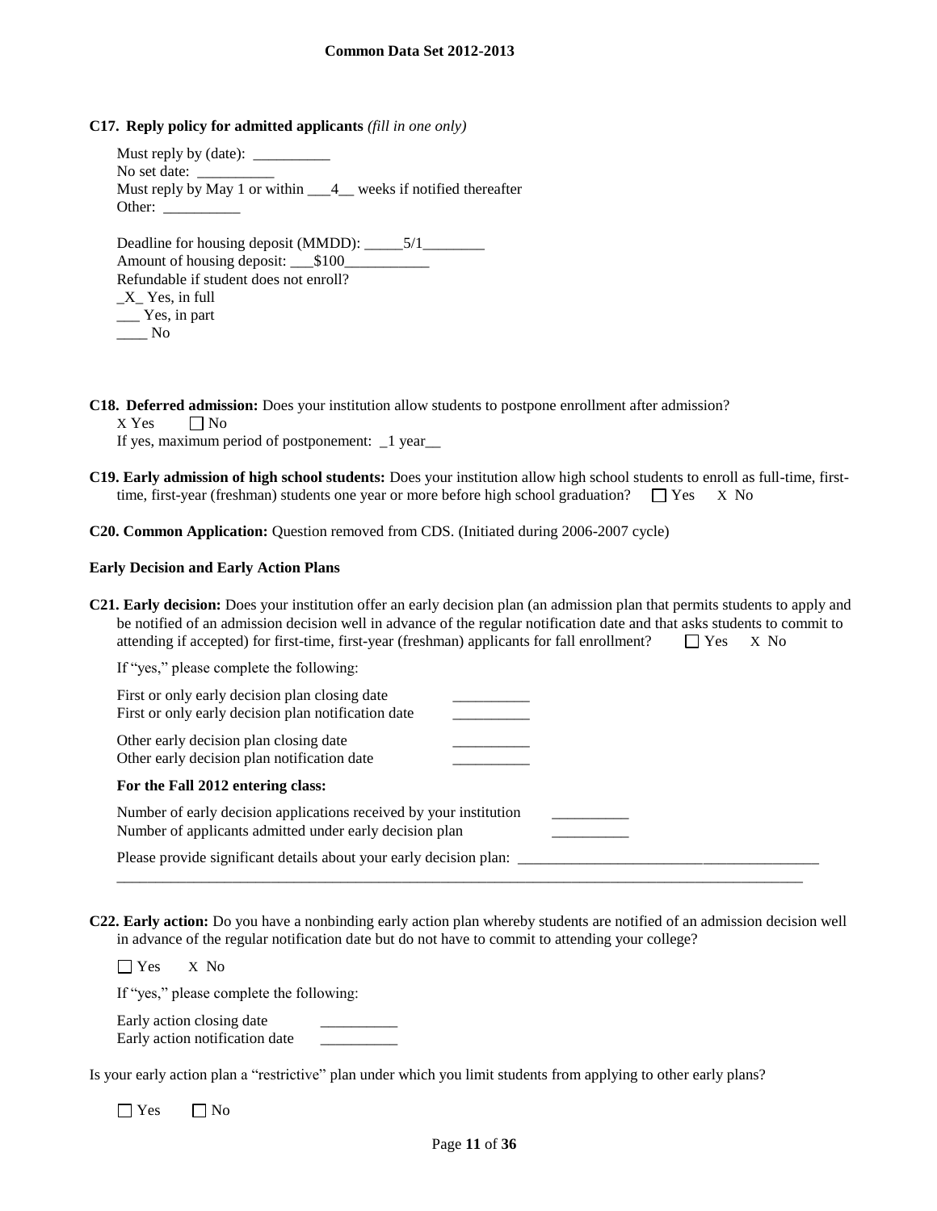**C17. Reply policy for admitted applicants** *(fill in one only)*

Must reply by (date): __________
No set date: __________
Must reply by May 1 or within ___4__ weeks if notified thereafter
Other: __________

Deadline for housing deposit (MMDD): _____5/1________
Amount of housing deposit: ___$100___________
Refundable if student does not enroll?
_X_ Yes, in full
___ Yes, in part
____ No

**C18. Deferred admission:** Does your institution allow students to postpone enrollment after admission?
X Yes ☐ No
If yes, maximum period of postponement: _1 year__

**C19. Early admission of high school students:** Does your institution allow high school students to enroll as full-time, first-time, first-year (freshman) students one year or more before high school graduation? ☐ Yes X No

**C20. Common Application:** Question removed from CDS. (Initiated during 2006-2007 cycle)

**Early Decision and Early Action Plans**

**C21. Early decision:** Does your institution offer an early decision plan (an admission plan that permits students to apply and be notified of an admission decision well in advance of the regular notification date and that asks students to commit to attending if accepted) for first-time, first-year (freshman) applicants for fall enrollment? ☐ Yes X No

If "yes," please complete the following:

First or only early decision plan closing date __________
First or only early decision plan notification date __________

Other early decision plan closing date __________
Other early decision plan notification date __________

**For the Fall 2012 entering class:**

Number of early decision applications received by your institution __________
Number of applicants admitted under early decision plan __________

Please provide significant details about your early decision plan: ________________________________________
__________________________________________________________________________________________

**C22. Early action:** Do you have a nonbinding early action plan whereby students are notified of an admission decision well in advance of the regular notification date but do not have to commit to attending your college?

☐ Yes X No

If "yes," please complete the following:

Early action closing date __________
Early action notification date __________

Is your early action plan a "restrictive" plan under which you limit students from applying to other early plans?

☐ Yes ☐ No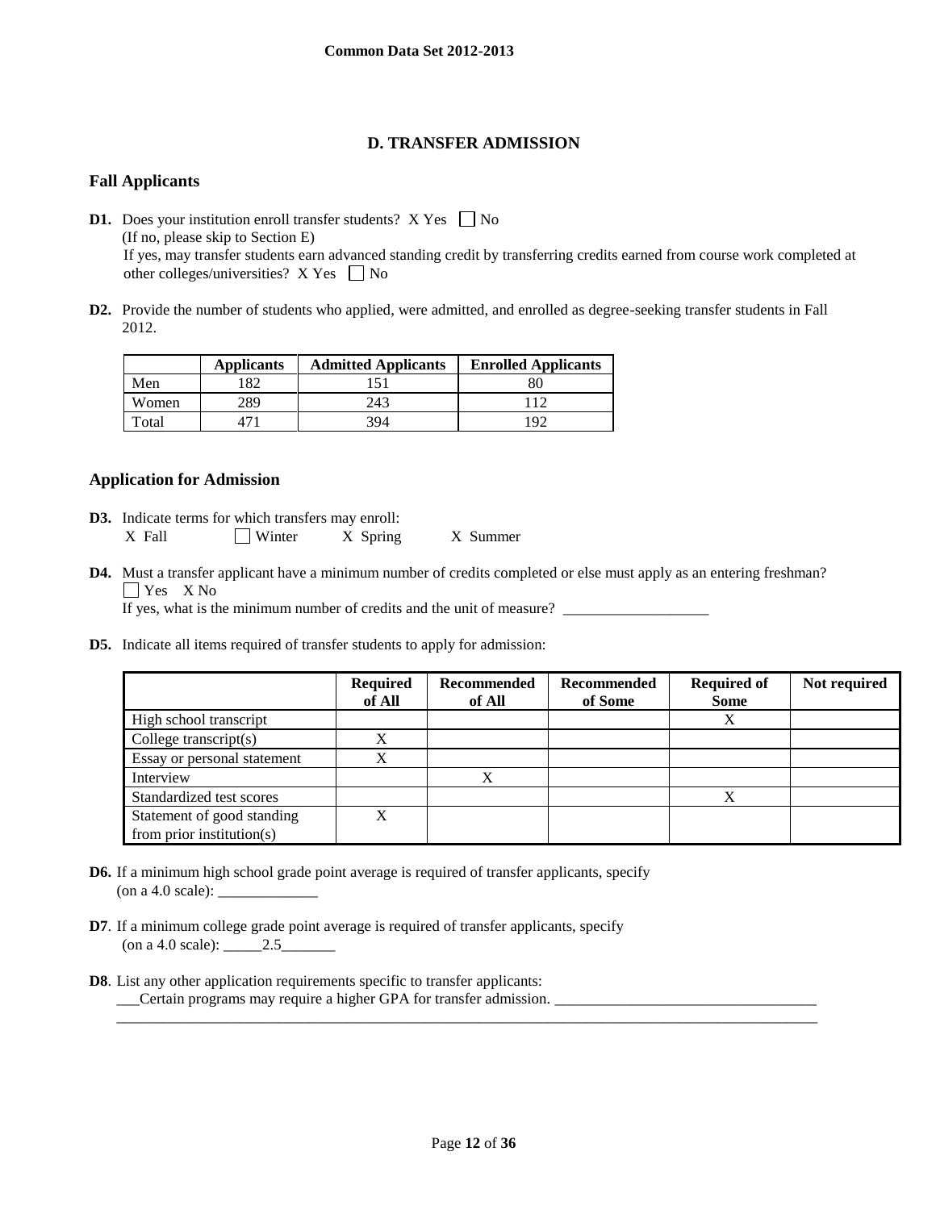## D. TRANSFER ADMISSION

### Fall Applicants

**D1.** Does your institution enroll transfer students? X Yes ☐ No
(If no, please skip to Section E)
If yes, may transfer students earn advanced standing credit by transferring credits earned from course work completed at other colleges/universities? X Yes ☐ No

**D2.** Provide the number of students who applied, were admitted, and enrolled as degree-seeking transfer students in Fall 2012.

| | Applicants | Admitted Applicants | Enrolled Applicants |
|---|---|---|---|
| Men | 182 | 151 | 80 |
| Women | 289 | 243 | 112 |
| Total | 471 | 394 | 192 |

### Application for Admission

**D3.** Indicate terms for which transfers may enroll:
X Fall ☐ Winter X Spring X Summer

**D4.** Must a transfer applicant have a minimum number of credits completed or else must apply as an entering freshman?
☐ Yes X No
If yes, what is the minimum number of credits and the unit of measure? ___________________

**D5.** Indicate all items required of transfer students to apply for admission:

| | Required of All | Recommended of All | Recommended of Some | Required of Some | Not required |
|---|---|---|---|---|---|
| High school transcript | | | | X | |
| College transcript(s) | X | | | | |
| Essay or personal statement | X | | | | |
| Interview | | X | | | |
| Standardized test scores | | | | X | |
| Statement of good standing from prior institution(s) | X | | | | |

**D6.** If a minimum high school grade point average is required of transfer applicants, specify (on a 4.0 scale): _____________

**D7**. If a minimum college grade point average is required of transfer applicants, specify (on a 4.0 scale): _____2.5_______

**D8**. List any other application requirements specific to transfer applicants:
___Certain programs may require a higher GPA for transfer admission. ___________________________________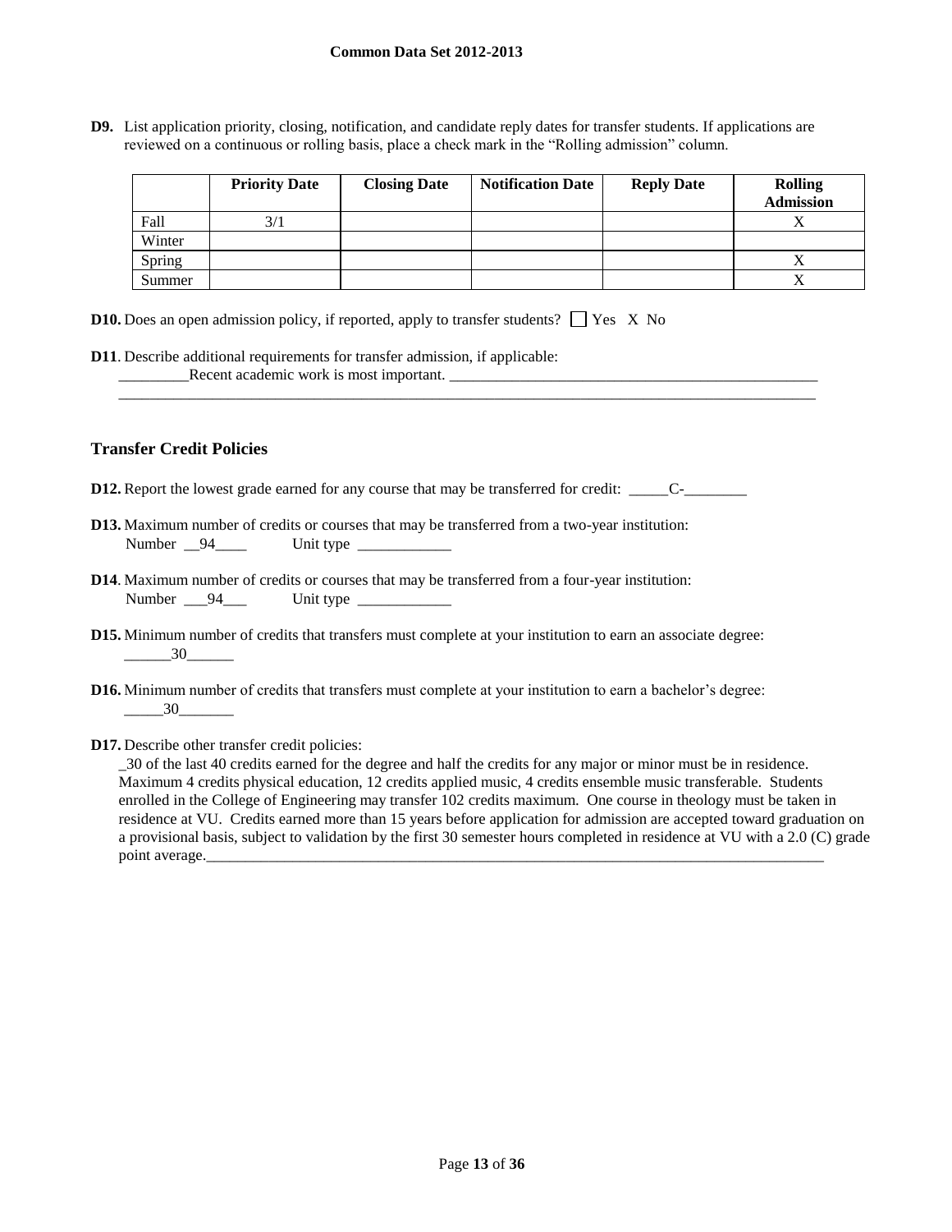**D9.** List application priority, closing, notification, and candidate reply dates for transfer students. If applications are reviewed on a continuous or rolling basis, place a check mark in the "Rolling admission" column.

| | Priority Date | Closing Date | Notification Date | Reply Date | Rolling Admission |
|---|---|---|---|---|---|
| Fall | 3/1 | | | | X |
| Winter | | | | | |
| Spring | | | | | X |
| Summer | | | | | X |

**D10.** Does an open admission policy, if reported, apply to transfer students? ☐ Yes X No

**D11**. Describe additional requirements for transfer admission, if applicable:
_________Recent academic work is most important. ___________________________________________________

## Transfer Credit Policies

**D12.** Report the lowest grade earned for any course that may be transferred for credit: _____C-________

**D13.** Maximum number of credits or courses that may be transferred from a two-year institution:
Number __94____ Unit type ____________

**D14**. Maximum number of credits or courses that may be transferred from a four-year institution:
Number ___94___ Unit type ____________

**D15.** Minimum number of credits that transfers must complete at your institution to earn an associate degree:
______30______

**D16.** Minimum number of credits that transfers must complete at your institution to earn a bachelor's degree:
_____30_______

**D17.** Describe other transfer credit policies:
_30 of the last 40 credits earned for the degree and half the credits for any major or minor must be in residence. Maximum 4 credits physical education, 12 credits applied music, 4 credits ensemble music transferable. Students enrolled in the College of Engineering may transfer 102 credits maximum. One course in theology must be taken in residence at VU. Credits earned more than 15 years before application for admission are accepted toward graduation on a provisional basis, subject to validation by the first 30 semester hours completed in residence at VU with a 2.0 (C) grade point average.____________________________________________________________________________________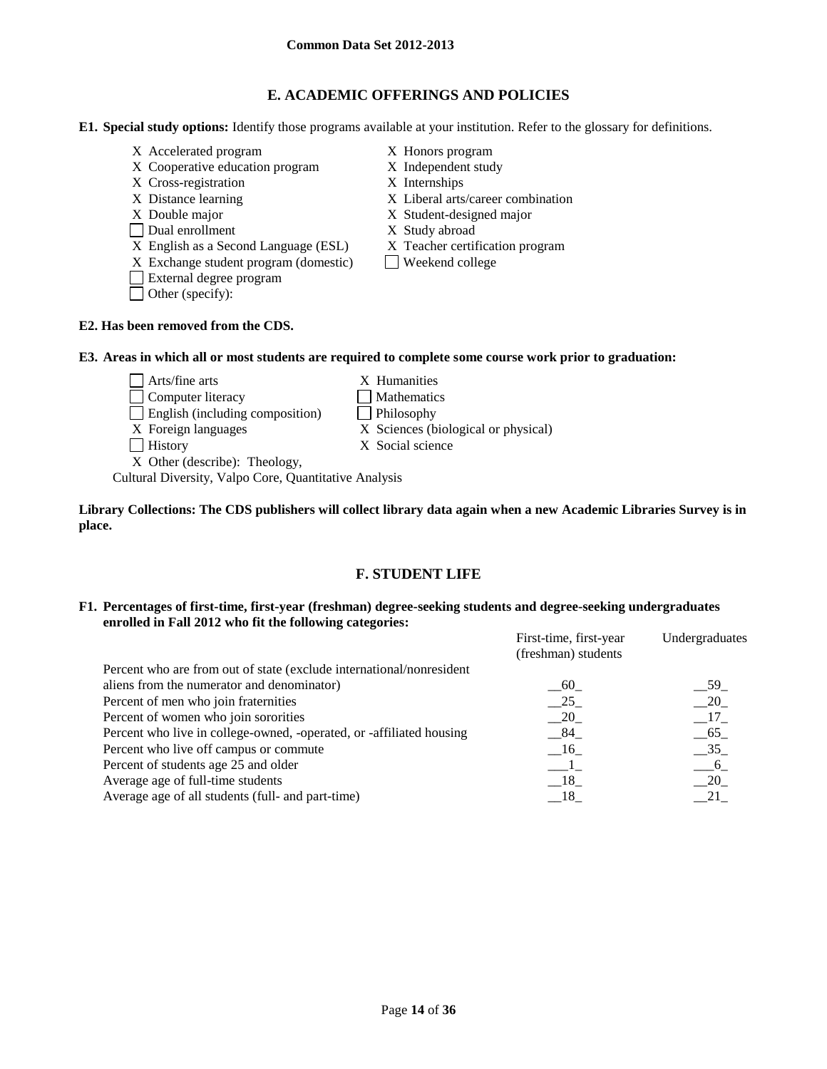## E. ACADEMIC OFFERINGS AND POLICIES

**E1. Special study options:** Identify those programs available at your institution. Refer to the glossary for definitions.

- X Accelerated program
- X Cooperative education program
- X Cross-registration
- X Distance learning
- X Double major
- ☐ Dual enrollment
- X English as a Second Language (ESL)
- X Exchange student program (domestic)
- ☐ External degree program
- ☐ Other (specify):
- X Honors program
- X Independent study
- X Internships
- X Liberal arts/career combination
- X Student-designed major
- X Study abroad
- X Teacher certification program
- ☐ Weekend college

**E2. Has been removed from the CDS.**

**E3. Areas in which all or most students are required to complete some course work prior to graduation:**

- ☐ Arts/fine arts
- ☐ Computer literacy
- ☐ English (including composition)
- X Foreign languages
- ☐ History
- X Other (describe): Theology, Cultural Diversity, Valpo Core, Quantitative Analysis
- X Humanities
- ☐ Mathematics
- ☐ Philosophy
- X Sciences (biological or physical)
- X Social science

**Library Collections: The CDS publishers will collect library data again when a new Academic Libraries Survey is in place.**

## F. STUDENT LIFE

**F1. Percentages of first-time, first-year (freshman) degree-seeking students and degree-seeking undergraduates enrolled in Fall 2012 who fit the following categories:**

| | First-time, first-year (freshman) students | Undergraduates |
|---|---|---|
| Percent who are from out of state (exclude international/nonresident aliens from the numerator and denominator) | 60 | 59 |
| Percent of men who join fraternities | 25 | 20 |
| Percent of women who join sororities | 20 | 17 |
| Percent who live in college-owned, -operated, or -affiliated housing | 84 | 65 |
| Percent who live off campus or commute | 16 | 35 |
| Percent of students age 25 and older | 1 | 6 |
| Average age of full-time students | 18 | 20 |
| Average age of all students (full- and part-time) | 18 | 21 |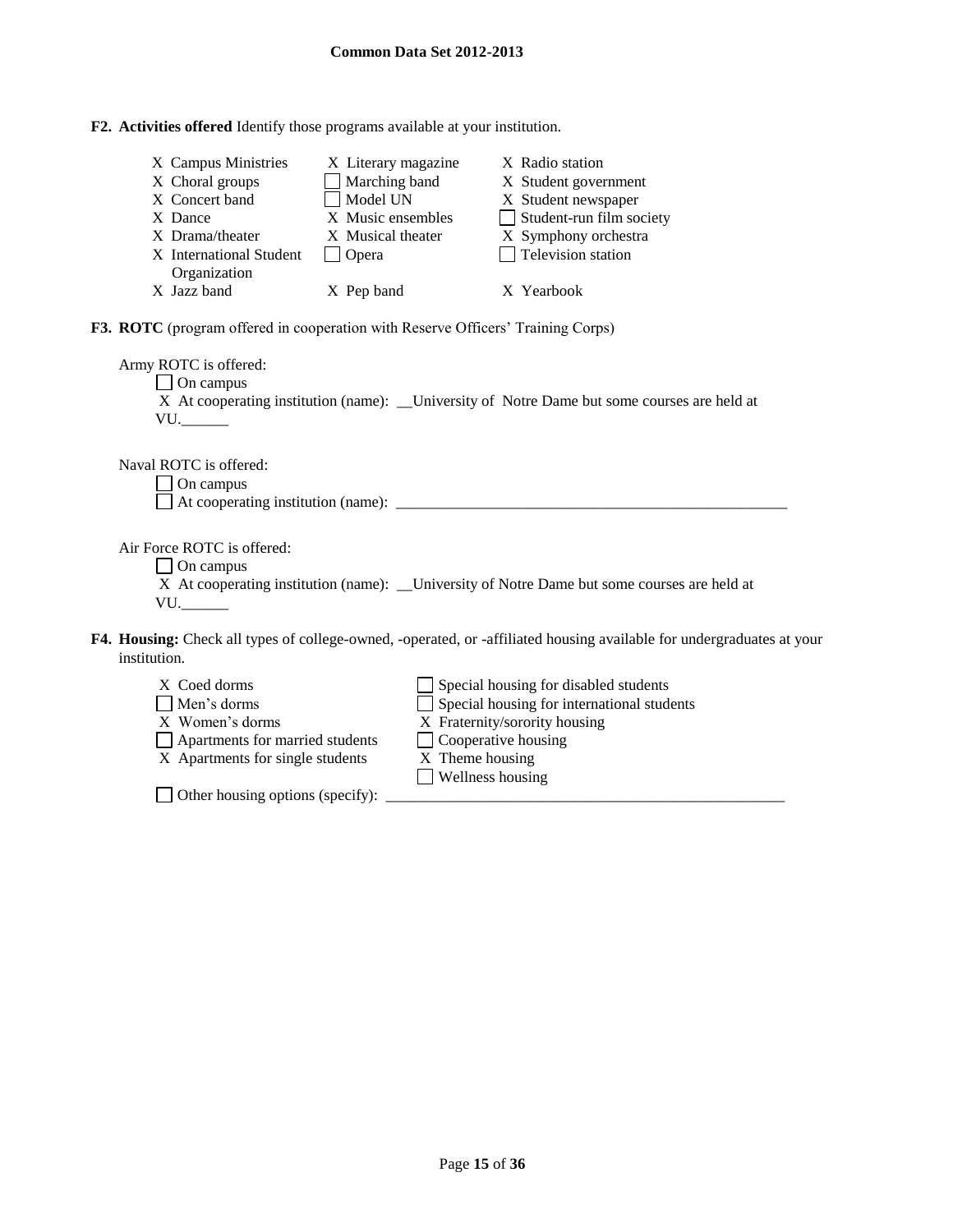**F2. Activities offered** Identify those programs available at your institution.

| | | |
|---|---|---|
| X Campus Ministries | X Literary magazine | X Radio station |
| X Choral groups | ☐ Marching band | X Student government |
| X Concert band | ☐ Model UN | X Student newspaper |
| X Dance | X Music ensembles | ☐ Student-run film society |
| X Drama/theater | X Musical theater | X Symphony orchestra |
| X International Student Organization | ☐ Opera | ☐ Television station |
| X Jazz band | X Pep band | X Yearbook |

**F3. ROTC** (program offered in cooperation with Reserve Officers' Training Corps)

Army ROTC is offered:

☐ On campus

X At cooperating institution (name): __University of Notre Dame but some courses are held at VU.______

Naval ROTC is offered:

☐ On campus

☐ At cooperating institution (name): ________________________________________________

Air Force ROTC is offered:

☐ On campus

X At cooperating institution (name): __University of Notre Dame but some courses are held at VU.______

**F4. Housing:** Check all types of college-owned, -operated, or -affiliated housing available for undergraduates at your institution.

| | |
|---|---|
| X Coed dorms | ☐ Special housing for disabled students |
| ☐ Men's dorms | ☐ Special housing for international students |
| X Women's dorms | X Fraternity/sorority housing |
| ☐ Apartments for married students | ☐ Cooperative housing |
| X Apartments for single students | X Theme housing |
| | ☐ Wellness housing |

☐ Other housing options (specify): ________________________________________________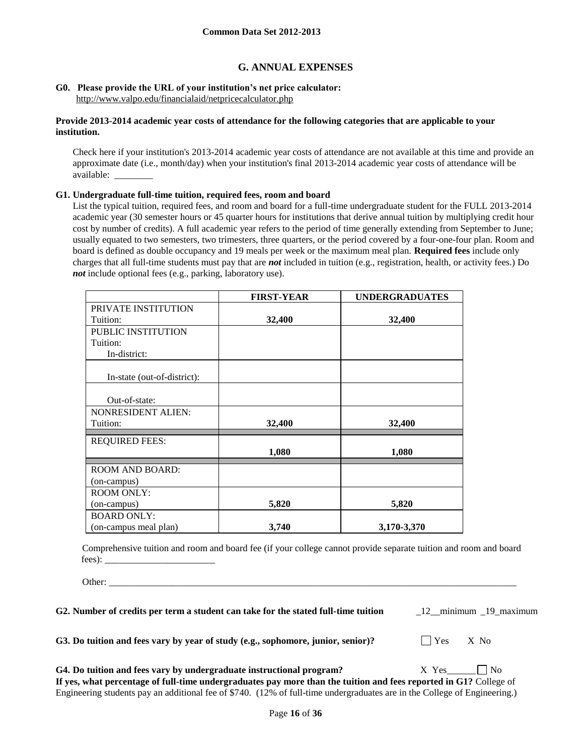## G. ANNUAL EXPENSES

**G0. Please provide the URL of your institution's net price calculator:**
http://www.valpo.edu/financialaid/netpricecalculator.php

**Provide 2013-2014 academic year costs of attendance for the following categories that are applicable to your institution.**

Check here if your institution's 2013-2014 academic year costs of attendance are not available at this time and provide an approximate date (i.e., month/day) when your institution's final 2013-2014 academic year costs of attendance will be available: ________

**G1. Undergraduate full-time tuition, required fees, room and board**

List the typical tuition, required fees, and room and board for a full-time undergraduate student for the FULL 2013-2014 academic year (30 semester hours or 45 quarter hours for institutions that derive annual tuition by multiplying credit hour cost by number of credits). A full academic year refers to the period of time generally extending from September to June; usually equated to two semesters, two trimesters, three quarters, or the period covered by a four-one-four plan. Room and board is defined as double occupancy and 19 meals per week or the maximum meal plan. **Required fees** include only charges that all full-time students must pay that are ***not*** included in tuition (e.g., registration, health, or activity fees.) Do ***not*** include optional fees (e.g., parking, laboratory use).

| | FIRST-YEAR | UNDERGRADUATES |
|---|---|---|
| PRIVATE INSTITUTION Tuition: | **32,400** | **32,400** |
| PUBLIC INSTITUTION Tuition: In-district: | | |
| In-state (out-of-district): | | |
| Out-of-state: | | |
| NONRESIDENT ALIEN: Tuition: | **32,400** | **32,400** |
| REQUIRED FEES: | **1,080** | **1,080** |
| ROOM AND BOARD: (on-campus) | | |
| ROOM ONLY: (on-campus) | **5,820** | **5,820** |
| BOARD ONLY: (on-campus meal plan) | **3,740** | **3,170-3,370** |

Comprehensive tuition and room and board fee (if your college cannot provide separate tuition and room and board fees): ________________________

Other: ________________________________________________________________________________________________

**G2. Number of credits per term a student can take for the stated full-time tuition** _12__minimum _19_maximum

**G3. Do tuition and fees vary by year of study (e.g., sophomore, junior, senior)?** ☐ Yes X No

**G4. Do tuition and fees vary by undergraduate instructional program?** X Yes______ ☐ No

**If yes, what percentage of full-time undergraduates pay more than the tuition and fees reported in G1?** College of Engineering students pay an additional fee of $740. (12% of full-time undergraduates are in the College of Engineering.)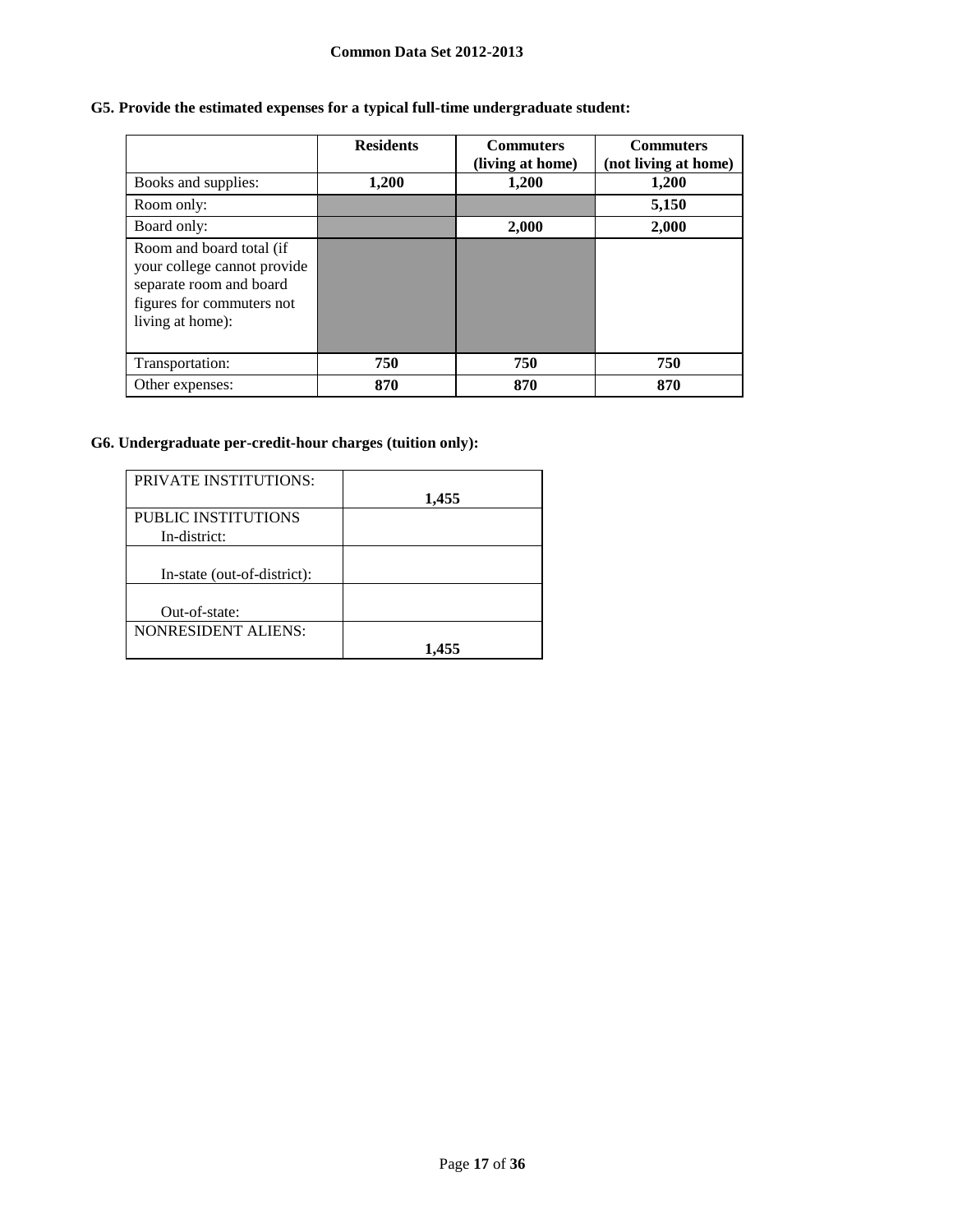**G5. Provide the estimated expenses for a typical full-time undergraduate student:**

| | Residents | Commuters (living at home) | Commuters (not living at home) |
|---|---|---|---|
| Books and supplies: | **1,200** | **1,200** | **1,200** |
| Room only: | | | **5,150** |
| Board only: | | **2,000** | **2,000** |
| Room and board total (if your college cannot provide separate room and board figures for commuters not living at home): | | | |
| Transportation: | **750** | **750** | **750** |
| Other expenses: | **870** | **870** | **870** |

**G6. Undergraduate per-credit-hour charges (tuition only):**

| | |
|---|---|
| PRIVATE INSTITUTIONS: | **1,455** |
| PUBLIC INSTITUTIONS In-district: | |
| In-state (out-of-district): | |
| Out-of-state: | |
| NONRESIDENT ALIENS: | **1,455** |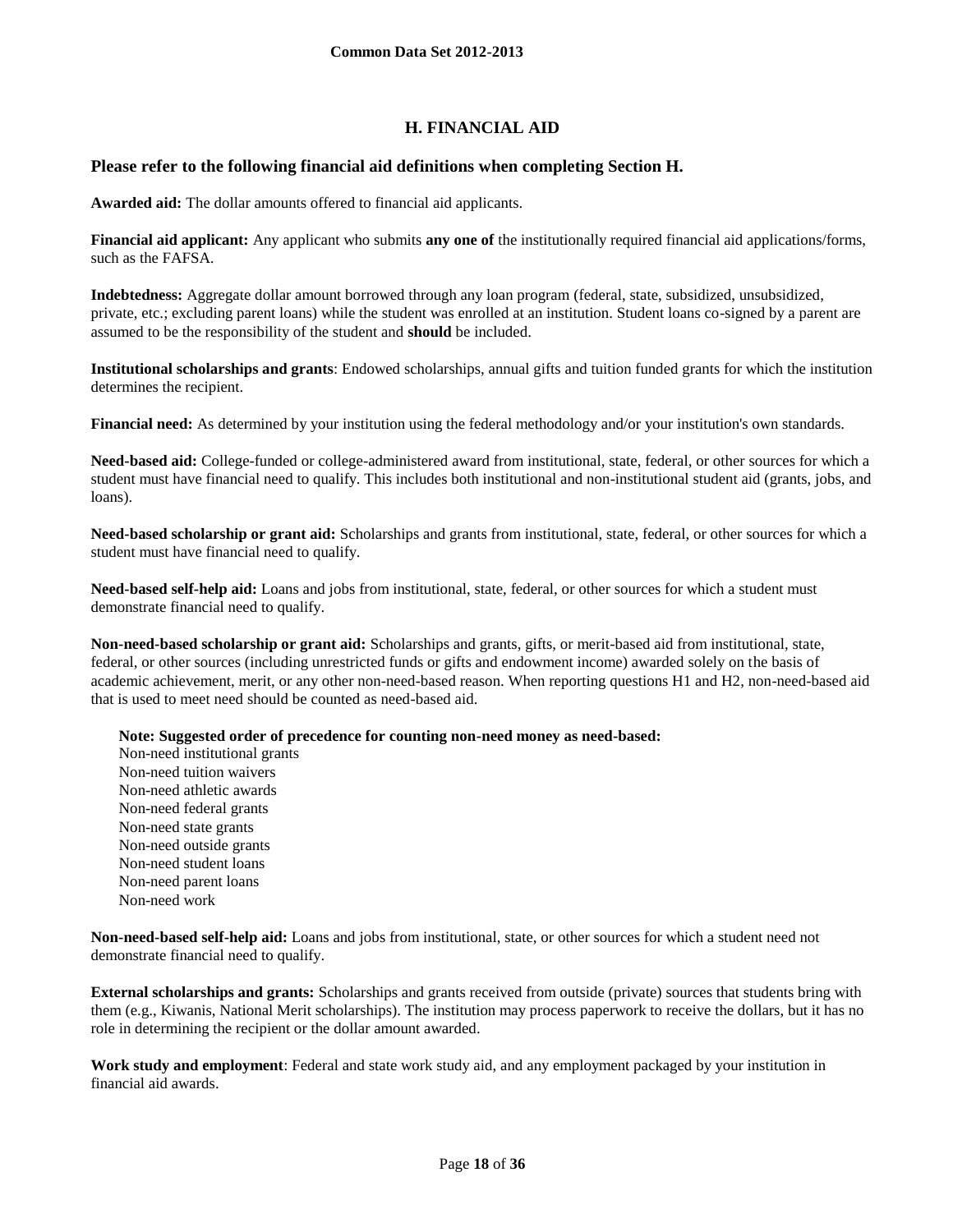## H. FINANCIAL AID

### Please refer to the following financial aid definitions when completing Section H.

**Awarded aid:** The dollar amounts offered to financial aid applicants.

**Financial aid applicant:** Any applicant who submits **any one of** the institutionally required financial aid applications/forms, such as the FAFSA.

**Indebtedness:** Aggregate dollar amount borrowed through any loan program (federal, state, subsidized, unsubsidized, private, etc.; excluding parent loans) while the student was enrolled at an institution. Student loans co-signed by a parent are assumed to be the responsibility of the student and **should** be included.

**Institutional scholarships and grants**: Endowed scholarships, annual gifts and tuition funded grants for which the institution determines the recipient.

**Financial need:** As determined by your institution using the federal methodology and/or your institution's own standards.

**Need-based aid:** College-funded or college-administered award from institutional, state, federal, or other sources for which a student must have financial need to qualify. This includes both institutional and non-institutional student aid (grants, jobs, and loans).

**Need-based scholarship or grant aid:** Scholarships and grants from institutional, state, federal, or other sources for which a student must have financial need to qualify.

**Need-based self-help aid:** Loans and jobs from institutional, state, federal, or other sources for which a student must demonstrate financial need to qualify.

**Non-need-based scholarship or grant aid:** Scholarships and grants, gifts, or merit-based aid from institutional, state, federal, or other sources (including unrestricted funds or gifts and endowment income) awarded solely on the basis of academic achievement, merit, or any other non-need-based reason. When reporting questions H1 and H2, non-need-based aid that is used to meet need should be counted as need-based aid.

**Note: Suggested order of precedence for counting non-need money as need-based:**
Non-need institutional grants
Non-need tuition waivers
Non-need athletic awards
Non-need federal grants
Non-need state grants
Non-need outside grants
Non-need student loans
Non-need parent loans
Non-need work

**Non-need-based self-help aid:** Loans and jobs from institutional, state, or other sources for which a student need not demonstrate financial need to qualify.

**External scholarships and grants:** Scholarships and grants received from outside (private) sources that students bring with them (e.g., Kiwanis, National Merit scholarships). The institution may process paperwork to receive the dollars, but it has no role in determining the recipient or the dollar amount awarded.

**Work study and employment**: Federal and state work study aid, and any employment packaged by your institution in financial aid awards.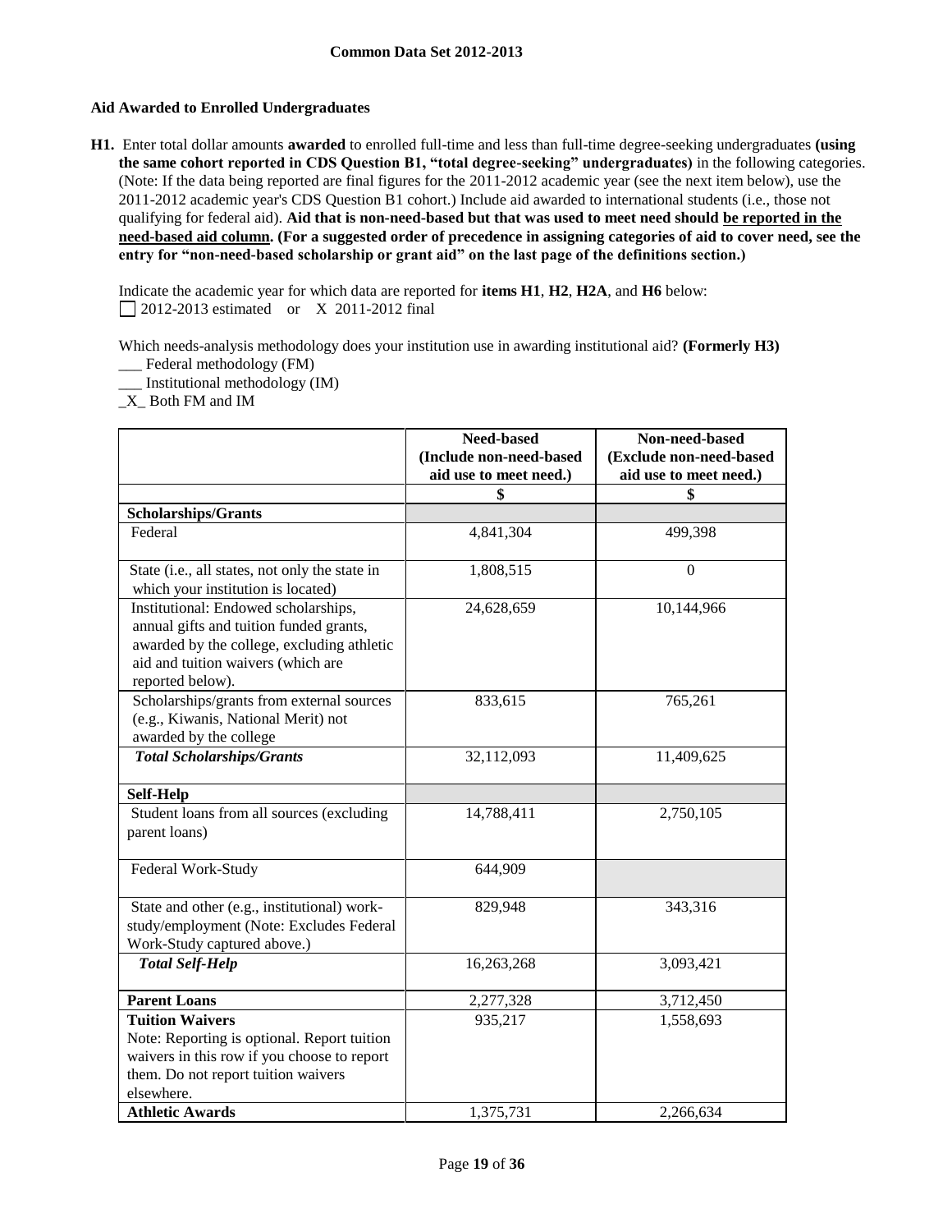**Common Data Set 2012-2013**

### Aid Awarded to Enrolled Undergraduates

**H1.** Enter total dollar amounts **awarded** to enrolled full-time and less than full-time degree-seeking undergraduates **(using the same cohort reported in CDS Question B1, "total degree-seeking" undergraduates)** in the following categories. (Note: If the data being reported are final figures for the 2011-2012 academic year (see the next item below), use the 2011-2012 academic year's CDS Question B1 cohort.) Include aid awarded to international students (i.e., those not qualifying for federal aid). **Aid that is non-need-based but that was used to meet need should be reported in the need-based aid column. (For a suggested order of precedence in assigning categories of aid to cover need, see the entry for "non-need-based scholarship or grant aid" on the last page of the definitions section.)**

Indicate the academic year for which data are reported for **items H1**, **H2**, **H2A**, and **H6** below:
☐ 2012-2013 estimated or X 2011-2012 final

Which needs-analysis methodology does your institution use in awarding institutional aid? **(Formerly H3)**
___ Federal methodology (FM)
___ Institutional methodology (IM)
_X_ Both FM and IM

| | Need-based (Include non-need-based aid use to meet need.) | Non-need-based (Exclude non-need-based aid use to meet need.) |
|---|---|---|
| | $ | $ |
| **Scholarships/Grants** | | |
| Federal | 4,841,304 | 499,398 |
| State (i.e., all states, not only the state in which your institution is located) | 1,808,515 | 0 |
| Institutional: Endowed scholarships, annual gifts and tuition funded grants, awarded by the college, excluding athletic aid and tuition waivers (which are reported below). | 24,628,659 | 10,144,966 |
| Scholarships/grants from external sources (e.g., Kiwanis, National Merit) not awarded by the college | 833,615 | 765,261 |
| ***Total Scholarships/Grants*** | 32,112,093 | 11,409,625 |
| **Self-Help** | | |
| Student loans from all sources (excluding parent loans) | 14,788,411 | 2,750,105 |
| Federal Work-Study | 644,909 | |
| State and other (e.g., institutional) work-study/employment (Note: Excludes Federal Work-Study captured above.) | 829,948 | 343,316 |
| ***Total Self-Help*** | 16,263,268 | 3,093,421 |
| **Parent Loans** | 2,277,328 | 3,712,450 |
| **Tuition Waivers** Note: Reporting is optional. Report tuition waivers in this row if you choose to report them. Do not report tuition waivers elsewhere. | 935,217 | 1,558,693 |
| **Athletic Awards** | 1,375,731 | 2,266,634 |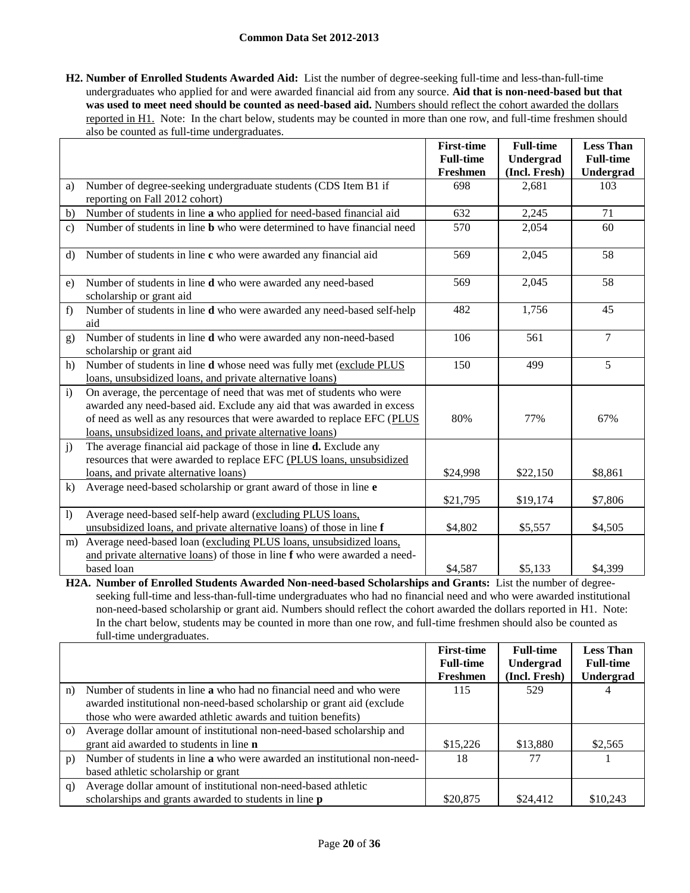**H2. Number of Enrolled Students Awarded Aid:** List the number of degree-seeking full-time and less-than-full-time undergraduates who applied for and were awarded financial aid from any source. **Aid that is non-need-based but that was used to meet need should be counted as need-based aid.** Numbers should reflect the cohort awarded the dollars reported in H1. Note: In the chart below, students may be counted in more than one row, and full-time freshmen should also be counted as full-time undergraduates.

| | | First-time Full-time Freshmen | Full-time Undergrad (Incl. Fresh) | Less Than Full-time Undergrad |
|---|---|---|---|---|
| a) | Number of degree-seeking undergraduate students (CDS Item B1 if reporting on Fall 2012 cohort) | 698 | 2,681 | 103 |
| b) | Number of students in line **a** who applied for need-based financial aid | 632 | 2,245 | 71 |
| c) | Number of students in line **b** who were determined to have financial need | 570 | 2,054 | 60 |
| d) | Number of students in line **c** who were awarded any financial aid | 569 | 2,045 | 58 |
| e) | Number of students in line **d** who were awarded any need-based scholarship or grant aid | 569 | 2,045 | 58 |
| f) | Number of students in line **d** who were awarded any need-based self-help aid | 482 | 1,756 | 45 |
| g) | Number of students in line **d** who were awarded any non-need-based scholarship or grant aid | 106 | 561 | 7 |
| h) | Number of students in line **d** whose need was fully met (exclude PLUS loans, unsubsidized loans, and private alternative loans) | 150 | 499 | 5 |
| i) | On average, the percentage of need that was met of students who were awarded any need-based aid. Exclude any aid that was awarded in excess of need as well as any resources that were awarded to replace EFC (PLUS loans, unsubsidized loans, and private alternative loans) | 80% | 77% | 67% |
| j) | The average financial aid package of those in line **d.** Exclude any resources that were awarded to replace EFC (PLUS loans, unsubsidized loans, and private alternative loans) | $24,998 | $22,150 | $8,861 |
| k) | Average need-based scholarship or grant award of those in line **e** | $21,795 | $19,174 | $7,806 |
| l) | Average need-based self-help award (excluding PLUS loans, unsubsidized loans, and private alternative loans) of those in line **f** | $4,802 | $5,557 | $4,505 |
| m) | Average need-based loan (excluding PLUS loans, unsubsidized loans, and private alternative loans) of those in line **f** who were awarded a need-based loan | $4,587 | $5,133 | $4,399 |

**H2A. Number of Enrolled Students Awarded Non-need-based Scholarships and Grants:** List the number of degree-seeking full-time and less-than-full-time undergraduates who had no financial need and who were awarded institutional non-need-based scholarship or grant aid. Numbers should reflect the cohort awarded the dollars reported in H1. Note: In the chart below, students may be counted in more than one row, and full-time freshmen should also be counted as full-time undergraduates.

| | | First-time Full-time Freshmen | Full-time Undergrad (Incl. Fresh) | Less Than Full-time Undergrad |
|---|---|---|---|---|
| n) | Number of students in line **a** who had no financial need and who were awarded institutional non-need-based scholarship or grant aid (exclude those who were awarded athletic awards and tuition benefits) | 115 | 529 | 4 |
| o) | Average dollar amount of institutional non-need-based scholarship and grant aid awarded to students in line **n** | $15,226 | $13,880 | $2,565 |
| p) | Number of students in line **a** who were awarded an institutional non-need-based athletic scholarship or grant | 18 | 77 | 1 |
| q) | Average dollar amount of institutional non-need-based athletic scholarships and grants awarded to students in line **p** | $20,875 | $24,412 | $10,243 |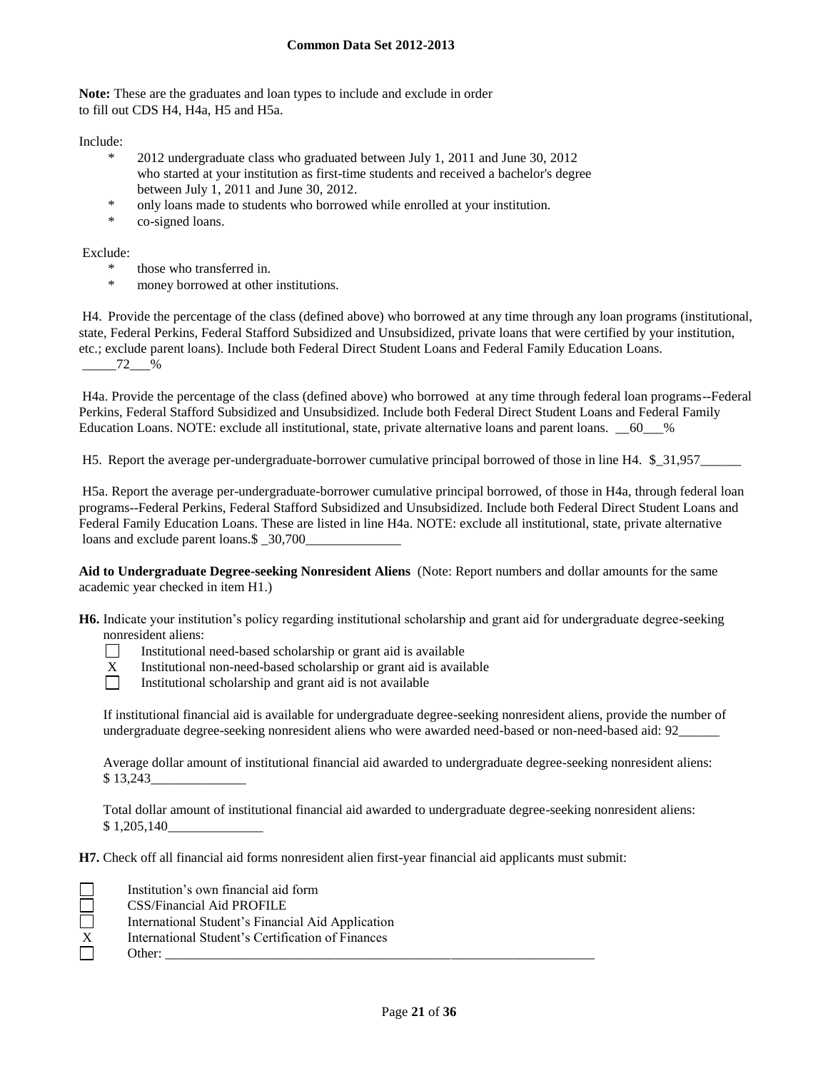**Note:** These are the graduates and loan types to include and exclude in order to fill out CDS H4, H4a, H5 and H5a.

Include:

- 2012 undergraduate class who graduated between July 1, 2011 and June 30, 2012 who started at your institution as first-time students and received a bachelor's degree between July 1, 2011 and June 30, 2012.
- only loans made to students who borrowed while enrolled at your institution.
- co-signed loans.

Exclude:

- those who transferred in.
- money borrowed at other institutions.

H4. Provide the percentage of the class (defined above) who borrowed at any time through any loan programs (institutional, state, Federal Perkins, Federal Stafford Subsidized and Unsubsidized, private loans that were certified by your institution, etc.; exclude parent loans). Include both Federal Direct Student Loans and Federal Family Education Loans. _____72___%

H4a. Provide the percentage of the class (defined above) who borrowed at any time through federal loan programs--Federal Perkins, Federal Stafford Subsidized and Unsubsidized. Include both Federal Direct Student Loans and Federal Family Education Loans. NOTE: exclude all institutional, state, private alternative loans and parent loans. __60___%

H5. Report the average per-undergraduate-borrower cumulative principal borrowed of those in line H4. $_31,957______

H5a. Report the average per-undergraduate-borrower cumulative principal borrowed, of those in H4a, through federal loan programs--Federal Perkins, Federal Stafford Subsidized and Unsubsidized. Include both Federal Direct Student Loans and Federal Family Education Loans. These are listed in line H4a. NOTE: exclude all institutional, state, private alternative loans and exclude parent loans.$ _30,700______________

**Aid to Undergraduate Degree-seeking Nonresident Aliens** (Note: Report numbers and dollar amounts for the same academic year checked in item H1.)

**H6.** Indicate your institution's policy regarding institutional scholarship and grant aid for undergraduate degree-seeking nonresident aliens:

☐ Institutional need-based scholarship or grant aid is available
X Institutional non-need-based scholarship or grant aid is available
☐ Institutional scholarship and grant aid is not available

If institutional financial aid is available for undergraduate degree-seeking nonresident aliens, provide the number of undergraduate degree-seeking nonresident aliens who were awarded need-based or non-need-based aid: 92______

Average dollar amount of institutional financial aid awarded to undergraduate degree-seeking nonresident aliens: $ 13,243______________

Total dollar amount of institutional financial aid awarded to undergraduate degree-seeking nonresident aliens: $ 1,205,140______________

**H7.** Check off all financial aid forms nonresident alien first-year financial aid applicants must submit:

☐ Institution's own financial aid form
☐ CSS/Financial Aid PROFILE
☐ International Student's Financial Aid Application
X International Student's Certification of Finances
☐ Other: ______________________________________________________________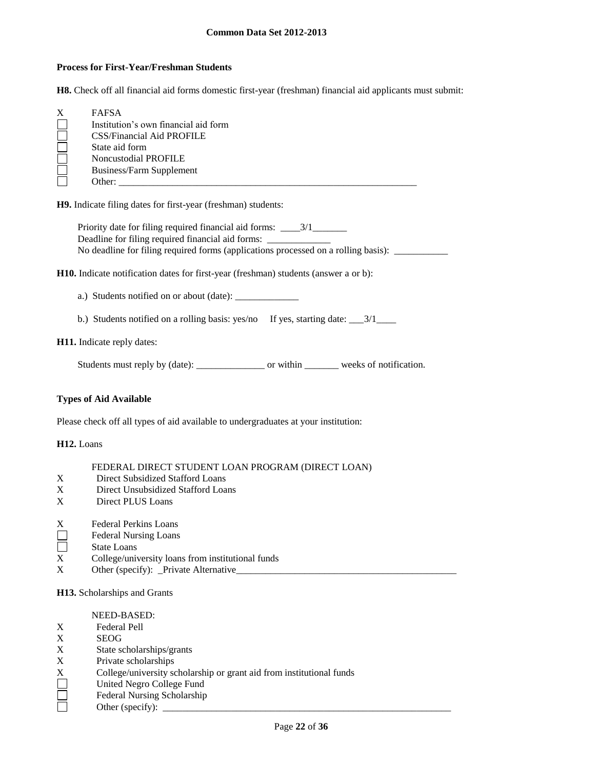**Process for First-Year/Freshman Students**

**H8.** Check off all financial aid forms domestic first-year (freshman) financial aid applicants must submit:

X FAFSA
☐ Institution's own financial aid form
☐ CSS/Financial Aid PROFILE
☐ State aid form
☐ Noncustodial PROFILE
☐ Business/Farm Supplement
☐ Other: ____________________________________________________________

**H9.** Indicate filing dates for first-year (freshman) students:

Priority date for filing required financial aid forms: ____3/1_______
Deadline for filing required financial aid forms: _____________
No deadline for filing required forms (applications processed on a rolling basis): ___________

**H10.** Indicate notification dates for first-year (freshman) students (answer a or b):

a.) Students notified on or about (date): _____________

b.) Students notified on a rolling basis: yes/no If yes, starting date: ___3/1____

**H11.** Indicate reply dates:

Students must reply by (date): ______________ or within _______ weeks of notification.

**Types of Aid Available**

Please check off all types of aid available to undergraduates at your institution:

**H12.** Loans

FEDERAL DIRECT STUDENT LOAN PROGRAM (DIRECT LOAN)
X Direct Subsidized Stafford Loans
X Direct Unsubsidized Stafford Loans
X Direct PLUS Loans

X Federal Perkins Loans
☐ Federal Nursing Loans
☐ State Loans
X College/university loans from institutional funds
X Other (specify): _Private Alternative_____________________________________________

**H13.** Scholarships and Grants

NEED-BASED:
X Federal Pell
X SEOG
X State scholarships/grants
X Private scholarships
X College/university scholarship or grant aid from institutional funds
☐ United Negro College Fund
☐ Federal Nursing Scholarship
☐ Other (specify): ____________________________________________________________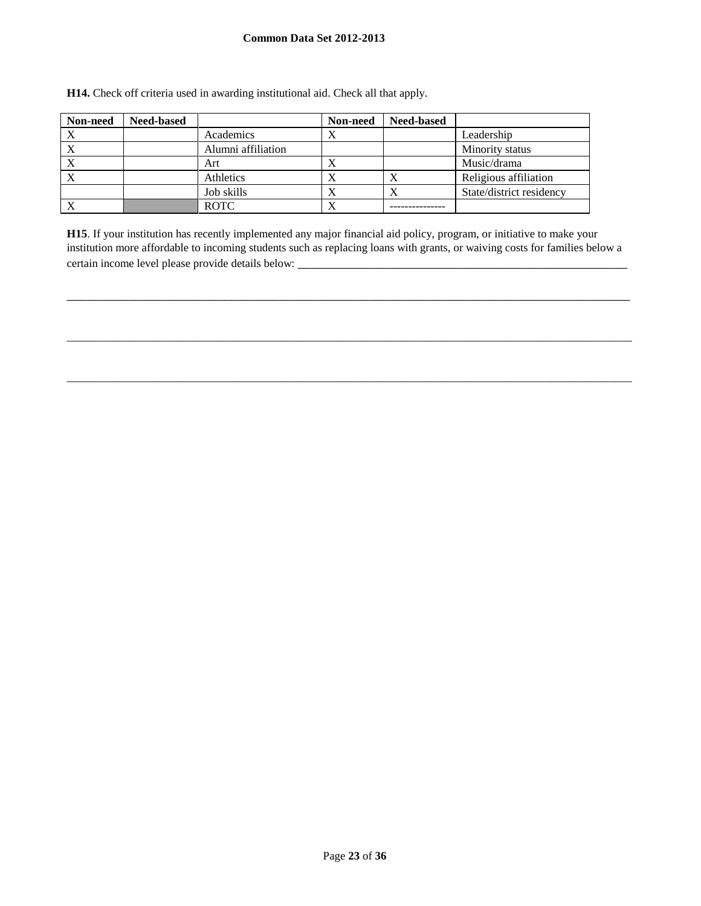**H14.** Check off criteria used in awarding institutional aid. Check all that apply.

| Non-need | Need-based | | Non-need | Need-based | |
|---|---|---|---|---|---|
| X | | Academics | X | | Leadership |
| X | | Alumni affiliation | | | Minority status |
| X | | Art | X | | Music/drama |
| X | | Athletics | X | X | Religious affiliation |
| | | Job skills | X | X | State/district residency |
| X | | ROTC | X | --------------- | |

**H15**. If your institution has recently implemented any major financial aid policy, program, or initiative to make your institution more affordable to incoming students such as replacing loans with grants, or waiving costs for families below a certain income level please provide details below: ___________________________________________________________

_____________________________________________________________________________________________________

_____________________________________________________________________________________________________

_____________________________________________________________________________________________________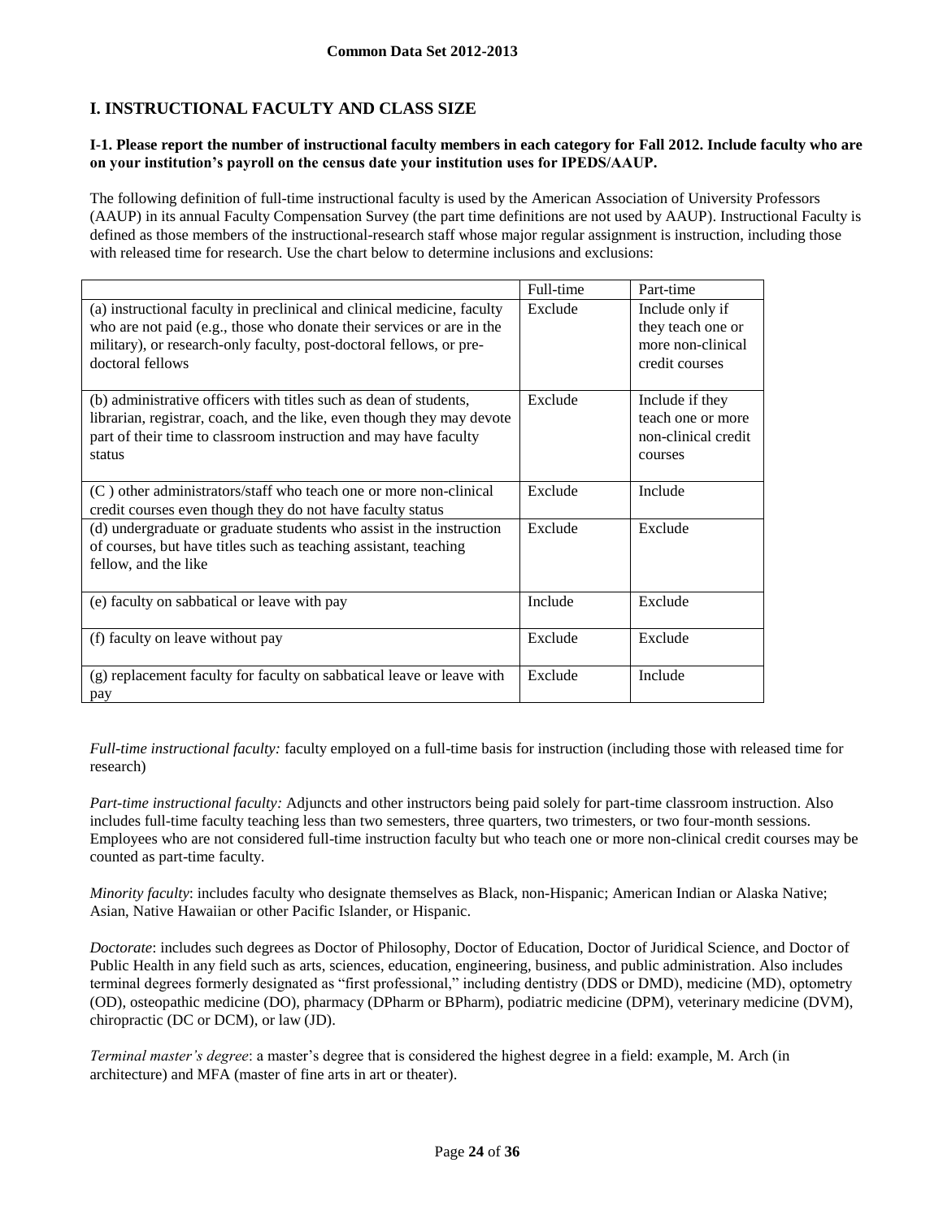## I. INSTRUCTIONAL FACULTY AND CLASS SIZE

**I-1. Please report the number of instructional faculty members in each category for Fall 2012. Include faculty who are on your institution's payroll on the census date your institution uses for IPEDS/AAUP.**

The following definition of full-time instructional faculty is used by the American Association of University Professors (AAUP) in its annual Faculty Compensation Survey (the part time definitions are not used by AAUP). Instructional Faculty is defined as those members of the instructional-research staff whose major regular assignment is instruction, including those with released time for research. Use the chart below to determine inclusions and exclusions:

| | Full-time | Part-time |
|---|---|---|
| (a) instructional faculty in preclinical and clinical medicine, faculty who are not paid (e.g., those who donate their services or are in the military), or research-only faculty, post-doctoral fellows, or pre-doctoral fellows | Exclude | Include only if they teach one or more non-clinical credit courses |
| (b) administrative officers with titles such as dean of students, librarian, registrar, coach, and the like, even though they may devote part of their time to classroom instruction and may have faculty status | Exclude | Include if they teach one or more non-clinical credit courses |
| (C ) other administrators/staff who teach one or more non-clinical credit courses even though they do not have faculty status | Exclude | Include |
| (d) undergraduate or graduate students who assist in the instruction of courses, but have titles such as teaching assistant, teaching fellow, and the like | Exclude | Exclude |
| (e) faculty on sabbatical or leave with pay | Include | Exclude |
| (f) faculty on leave without pay | Exclude | Exclude |
| (g) replacement faculty for faculty on sabbatical leave or leave with pay | Exclude | Include |

*Full-time instructional faculty:* faculty employed on a full-time basis for instruction (including those with released time for research)

*Part-time instructional faculty:* Adjuncts and other instructors being paid solely for part-time classroom instruction. Also includes full-time faculty teaching less than two semesters, three quarters, two trimesters, or two four-month sessions. Employees who are not considered full-time instruction faculty but who teach one or more non-clinical credit courses may be counted as part-time faculty.

*Minority faculty*: includes faculty who designate themselves as Black, non-Hispanic; American Indian or Alaska Native; Asian, Native Hawaiian or other Pacific Islander, or Hispanic.

*Doctorate*: includes such degrees as Doctor of Philosophy, Doctor of Education, Doctor of Juridical Science, and Doctor of Public Health in any field such as arts, sciences, education, engineering, business, and public administration. Also includes terminal degrees formerly designated as "first professional," including dentistry (DDS or DMD), medicine (MD), optometry (OD), osteopathic medicine (DO), pharmacy (DPharm or BPharm), podiatric medicine (DPM), veterinary medicine (DVM), chiropractic (DC or DCM), or law (JD).

*Terminal master's degree*: a master's degree that is considered the highest degree in a field: example, M. Arch (in architecture) and MFA (master of fine arts in art or theater).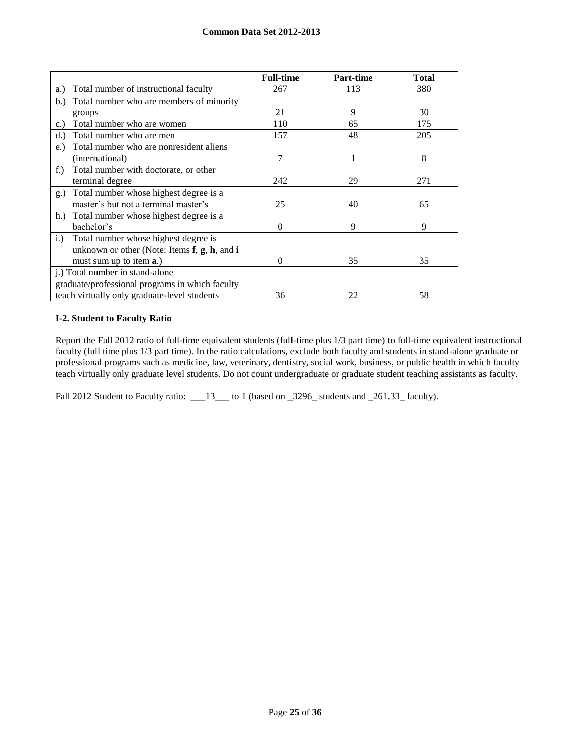|  | Full-time | Part-time | Total |
|---|---|---|---|
| a.) Total number of instructional faculty | 267 | 113 | 380 |
| b.) Total number who are members of minority groups | 21 | 9 | 30 |
| c.) Total number who are women | 110 | 65 | 175 |
| d.) Total number who are men | 157 | 48 | 205 |
| e.) Total number who are nonresident aliens (international) | 7 | 1 | 8 |
| f.) Total number with doctorate, or other terminal degree | 242 | 29 | 271 |
| g.) Total number whose highest degree is a master's but not a terminal master's | 25 | 40 | 65 |
| h.) Total number whose highest degree is a bachelor's | 0 | 9 | 9 |
| i.) Total number whose highest degree is unknown or other (Note: Items **f**, **g**, **h**, and **i** must sum up to item **a**.) | 0 | 35 | 35 |
| j.) Total number in stand-alone graduate/professional programs in which faculty teach virtually only graduate-level students | 36 | 22 | 58 |

**I-2. Student to Faculty Ratio**

Report the Fall 2012 ratio of full-time equivalent students (full-time plus 1/3 part time) to full-time equivalent instructional faculty (full time plus 1/3 part time). In the ratio calculations, exclude both faculty and students in stand-alone graduate or professional programs such as medicine, law, veterinary, dentistry, social work, business, or public health in which faculty teach virtually only graduate level students. Do not count undergraduate or graduate student teaching assistants as faculty.

Fall 2012 Student to Faculty ratio: ___13___ to 1 (based on _3296_ students and _261.33_ faculty).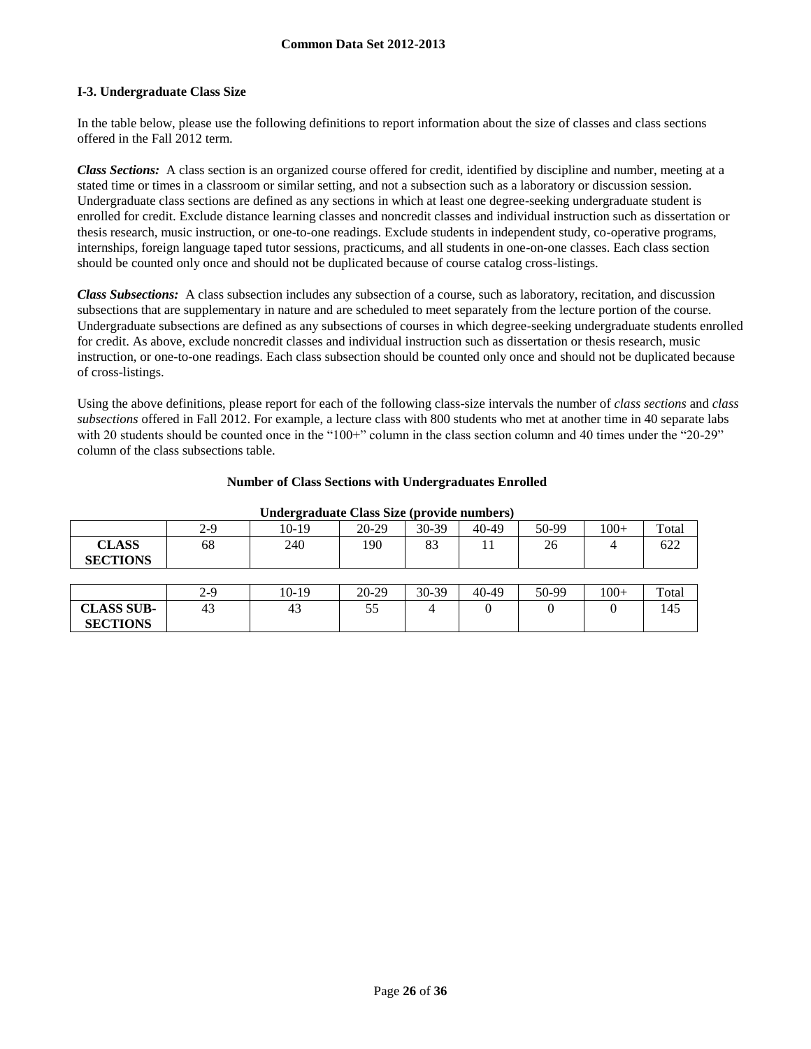### I-3. Undergraduate Class Size

In the table below, please use the following definitions to report information about the size of classes and class sections offered in the Fall 2012 term.

***Class Sections:*** A class section is an organized course offered for credit, identified by discipline and number, meeting at a stated time or times in a classroom or similar setting, and not a subsection such as a laboratory or discussion session. Undergraduate class sections are defined as any sections in which at least one degree-seeking undergraduate student is enrolled for credit. Exclude distance learning classes and noncredit classes and individual instruction such as dissertation or thesis research, music instruction, or one-to-one readings. Exclude students in independent study, co-operative programs, internships, foreign language taped tutor sessions, practicums, and all students in one-on-one classes. Each class section should be counted only once and should not be duplicated because of course catalog cross-listings.

***Class Subsections:*** A class subsection includes any subsection of a course, such as laboratory, recitation, and discussion subsections that are supplementary in nature and are scheduled to meet separately from the lecture portion of the course. Undergraduate subsections are defined as any subsections of courses in which degree-seeking undergraduate students enrolled for credit. As above, exclude noncredit classes and individual instruction such as dissertation or thesis research, music instruction, or one-to-one readings. Each class subsection should be counted only once and should not be duplicated because of cross-listings.

Using the above definitions, please report for each of the following class-size intervals the number of *class sections* and *class subsections* offered in Fall 2012. For example, a lecture class with 800 students who met at another time in 40 separate labs with 20 students should be counted once in the "100+" column in the class section column and 40 times under the "20-29" column of the class subsections table.

**Number of Class Sections with Undergraduates Enrolled**

**Undergraduate Class Size (provide numbers)**

| | 2-9 | 10-19 | 20-29 | 30-39 | 40-49 | 50-99 | 100+ | Total |
|---|---|---|---|---|---|---|---|---|
| **CLASS SECTIONS** | 68 | 240 | 190 | 83 | 11 | 26 | 4 | 622 |

| | 2-9 | 10-19 | 20-29 | 30-39 | 40-49 | 50-99 | 100+ | Total |
|---|---|---|---|---|---|---|---|---|
| **CLASS SUB-SECTIONS** | 43 | 43 | 55 | 4 | 0 | 0 | 0 | 145 |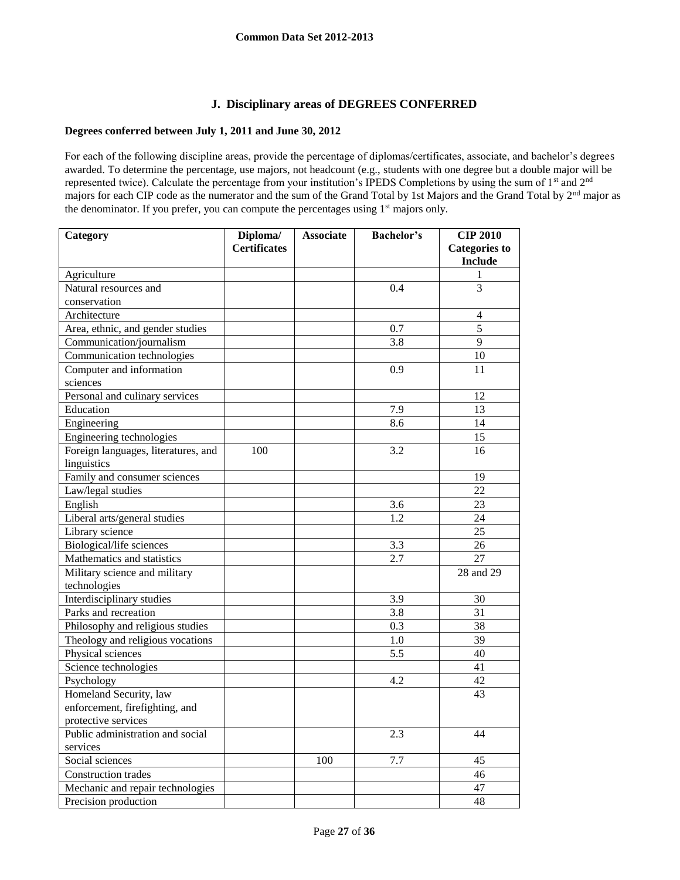## J. Disciplinary areas of DEGREES CONFERRED

**Degrees conferred between July 1, 2011 and June 30, 2012**

For each of the following discipline areas, provide the percentage of diplomas/certificates, associate, and bachelor's degrees awarded. To determine the percentage, use majors, not headcount (e.g., students with one degree but a double major will be represented twice). Calculate the percentage from your institution's IPEDS Completions by using the sum of 1st and 2nd majors for each CIP code as the numerator and the sum of the Grand Total by 1st Majors and the Grand Total by 2nd major as the denominator. If you prefer, you can compute the percentages using 1st majors only.

| Category | Diploma/ Certificates | Associate | Bachelor's | CIP 2010 Categories to Include |
|---|---|---|---|---|
| Agriculture | | | | 1 |
| Natural resources and conservation | | | 0.4 | 3 |
| Architecture | | | | 4 |
| Area, ethnic, and gender studies | | | 0.7 | 5 |
| Communication/journalism | | | 3.8 | 9 |
| Communication technologies | | | | 10 |
| Computer and information sciences | | | 0.9 | 11 |
| Personal and culinary services | | | | 12 |
| Education | | | 7.9 | 13 |
| Engineering | | | 8.6 | 14 |
| Engineering technologies | | | | 15 |
| Foreign languages, literatures, and linguistics | 100 | | 3.2 | 16 |
| Family and consumer sciences | | | | 19 |
| Law/legal studies | | | | 22 |
| English | | | 3.6 | 23 |
| Liberal arts/general studies | | | 1.2 | 24 |
| Library science | | | | 25 |
| Biological/life sciences | | | 3.3 | 26 |
| Mathematics and statistics | | | 2.7 | 27 |
| Military science and military technologies | | | | 28 and 29 |
| Interdisciplinary studies | | | 3.9 | 30 |
| Parks and recreation | | | 3.8 | 31 |
| Philosophy and religious studies | | | 0.3 | 38 |
| Theology and religious vocations | | | 1.0 | 39 |
| Physical sciences | | | 5.5 | 40 |
| Science technologies | | | | 41 |
| Psychology | | | 4.2 | 42 |
| Homeland Security, law enforcement, firefighting, and protective services | | | | 43 |
| Public administration and social services | | | 2.3 | 44 |
| Social sciences | | 100 | 7.7 | 45 |
| Construction trades | | | | 46 |
| Mechanic and repair technologies | | | | 47 |
| Precision production | | | | 48 |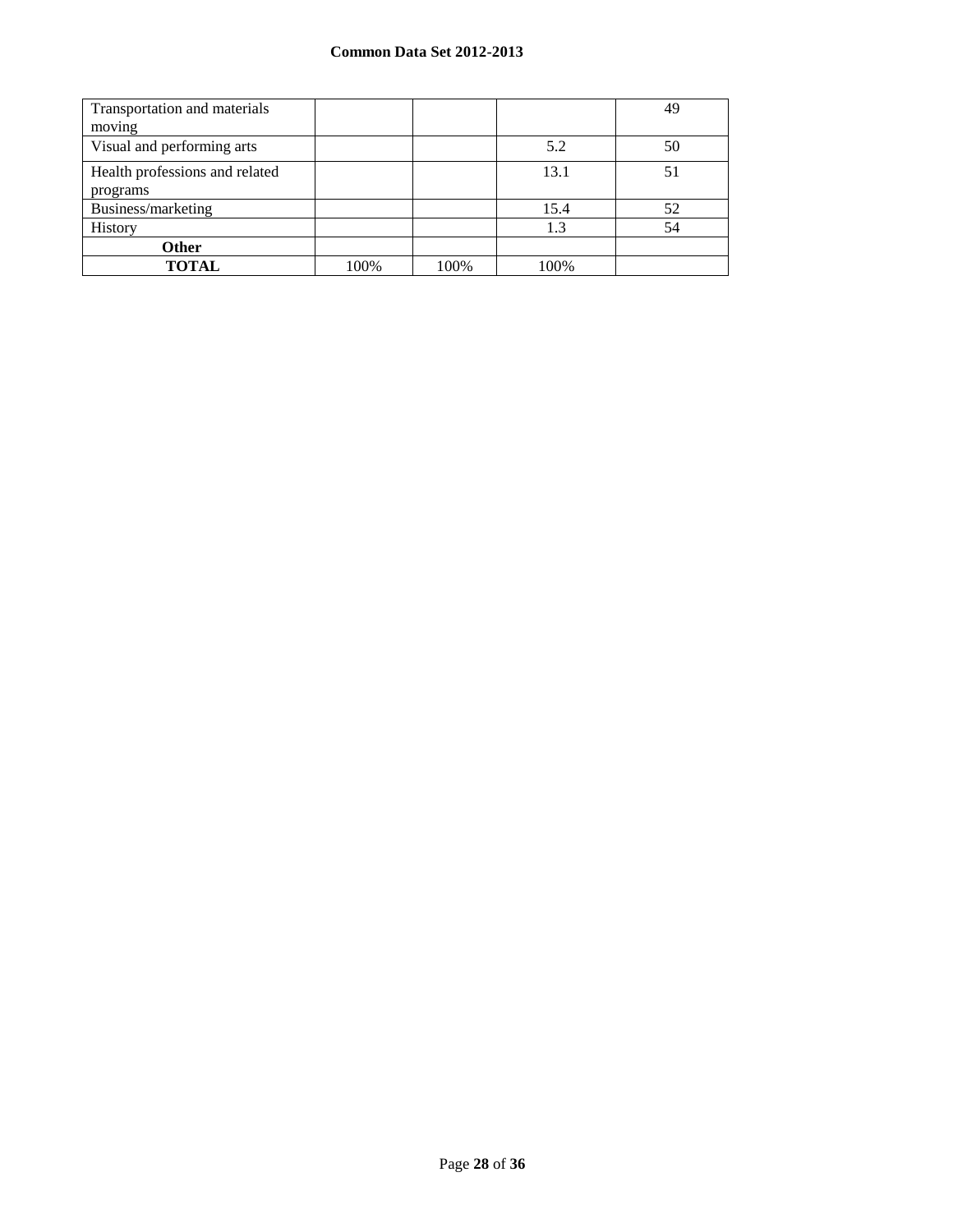| | | | | |
|---|---|---|---|---|
| Transportation and materials moving | | | | 49 |
| Visual and performing arts | | | 5.2 | 50 |
| Health professions and related programs | | | 13.1 | 51 |
| Business/marketing | | | 15.4 | 52 |
| History | | | 1.3 | 54 |
| **Other** | | | | |
| **TOTAL** | 100% | 100% | 100% | |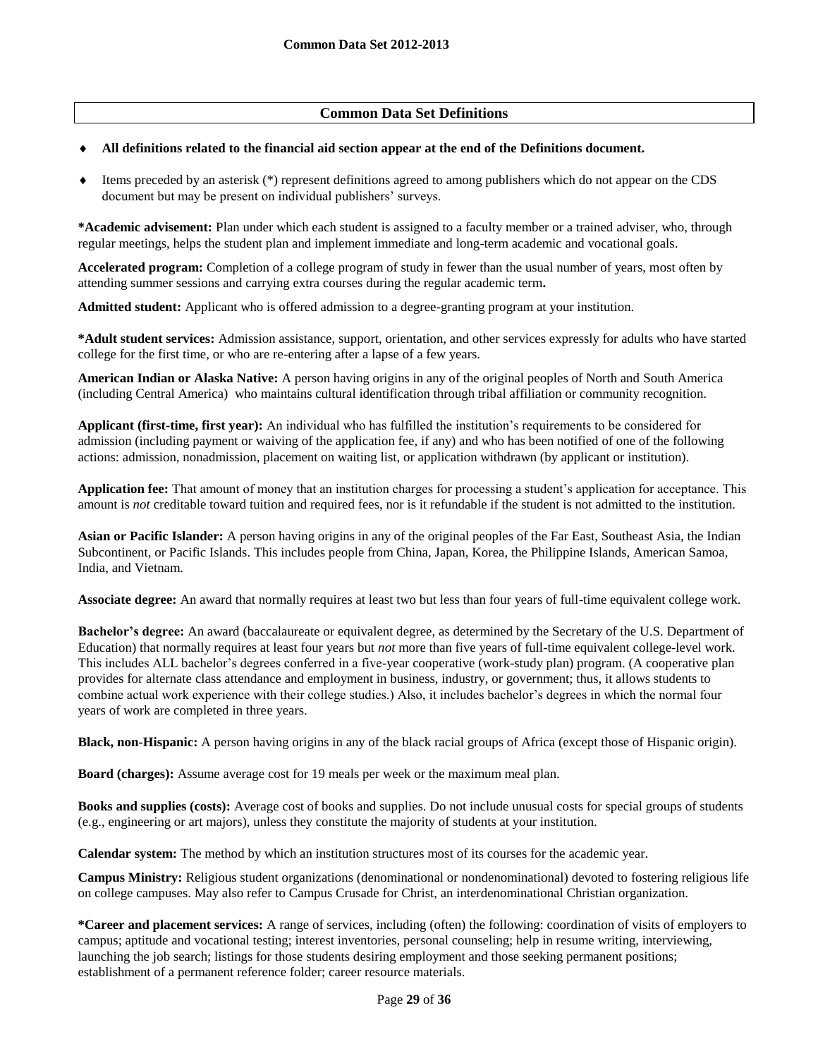## Common Data Set Definitions

- **All definitions related to the financial aid section appear at the end of the Definitions document.**
- Items preceded by an asterisk (*) represent definitions agreed to among publishers which do not appear on the CDS document but may be present on individual publishers' surveys.

***Academic advisement:** Plan under which each student is assigned to a faculty member or a trained adviser, who, through regular meetings, helps the student plan and implement immediate and long-term academic and vocational goals.

**Accelerated program:** Completion of a college program of study in fewer than the usual number of years, most often by attending summer sessions and carrying extra courses during the regular academic term**.**

**Admitted student:** Applicant who is offered admission to a degree-granting program at your institution.

***Adult student services:** Admission assistance, support, orientation, and other services expressly for adults who have started college for the first time, or who are re-entering after a lapse of a few years.

**American Indian or Alaska Native:** A person having origins in any of the original peoples of North and South America (including Central America) who maintains cultural identification through tribal affiliation or community recognition.

**Applicant (first-time, first year):** An individual who has fulfilled the institution's requirements to be considered for admission (including payment or waiving of the application fee, if any) and who has been notified of one of the following actions: admission, nonadmission, placement on waiting list, or application withdrawn (by applicant or institution).

**Application fee:** That amount of money that an institution charges for processing a student's application for acceptance. This amount is *not* creditable toward tuition and required fees, nor is it refundable if the student is not admitted to the institution.

**Asian or Pacific Islander:** A person having origins in any of the original peoples of the Far East, Southeast Asia, the Indian Subcontinent, or Pacific Islands. This includes people from China, Japan, Korea, the Philippine Islands, American Samoa, India, and Vietnam.

**Associate degree:** An award that normally requires at least two but less than four years of full-time equivalent college work.

**Bachelor's degree:** An award (baccalaureate or equivalent degree, as determined by the Secretary of the U.S. Department of Education) that normally requires at least four years but *not* more than five years of full-time equivalent college-level work. This includes ALL bachelor's degrees conferred in a five-year cooperative (work-study plan) program. (A cooperative plan provides for alternate class attendance and employment in business, industry, or government; thus, it allows students to combine actual work experience with their college studies.) Also, it includes bachelor's degrees in which the normal four years of work are completed in three years.

**Black, non-Hispanic:** A person having origins in any of the black racial groups of Africa (except those of Hispanic origin).

**Board (charges):** Assume average cost for 19 meals per week or the maximum meal plan.

**Books and supplies (costs):** Average cost of books and supplies. Do not include unusual costs for special groups of students (e.g., engineering or art majors), unless they constitute the majority of students at your institution.

**Calendar system:** The method by which an institution structures most of its courses for the academic year.

**Campus Ministry:** Religious student organizations (denominational or nondenominational) devoted to fostering religious life on college campuses. May also refer to Campus Crusade for Christ, an interdenominational Christian organization.

***Career and placement services:** A range of services, including (often) the following: coordination of visits of employers to campus; aptitude and vocational testing; interest inventories, personal counseling; help in resume writing, interviewing, launching the job search; listings for those students desiring employment and those seeking permanent positions; establishment of a permanent reference folder; career resource materials.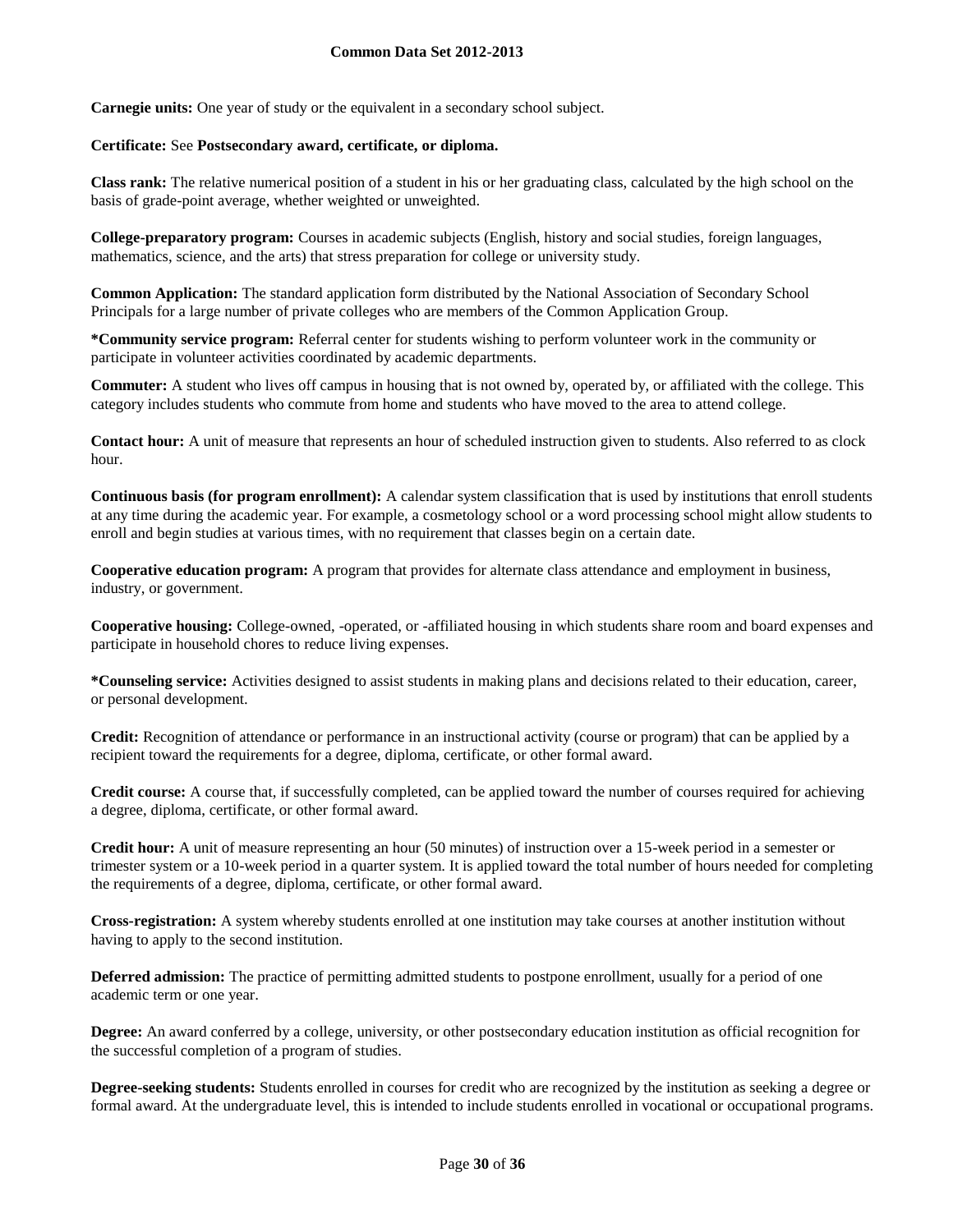**Carnegie units:** One year of study or the equivalent in a secondary school subject.

**Certificate:** See **Postsecondary award, certificate, or diploma.**

**Class rank:** The relative numerical position of a student in his or her graduating class, calculated by the high school on the basis of grade-point average, whether weighted or unweighted.

**College-preparatory program:** Courses in academic subjects (English, history and social studies, foreign languages, mathematics, science, and the arts) that stress preparation for college or university study.

**Common Application:** The standard application form distributed by the National Association of Secondary School Principals for a large number of private colleges who are members of the Common Application Group.

***Community service program:** Referral center for students wishing to perform volunteer work in the community or participate in volunteer activities coordinated by academic departments.

**Commuter:** A student who lives off campus in housing that is not owned by, operated by, or affiliated with the college. This category includes students who commute from home and students who have moved to the area to attend college.

**Contact hour:** A unit of measure that represents an hour of scheduled instruction given to students. Also referred to as clock hour.

**Continuous basis (for program enrollment):** A calendar system classification that is used by institutions that enroll students at any time during the academic year. For example, a cosmetology school or a word processing school might allow students to enroll and begin studies at various times, with no requirement that classes begin on a certain date.

**Cooperative education program:** A program that provides for alternate class attendance and employment in business, industry, or government.

**Cooperative housing:** College-owned, -operated, or -affiliated housing in which students share room and board expenses and participate in household chores to reduce living expenses.

***Counseling service:** Activities designed to assist students in making plans and decisions related to their education, career, or personal development.

**Credit:** Recognition of attendance or performance in an instructional activity (course or program) that can be applied by a recipient toward the requirements for a degree, diploma, certificate, or other formal award.

**Credit course:** A course that, if successfully completed, can be applied toward the number of courses required for achieving a degree, diploma, certificate, or other formal award.

**Credit hour:** A unit of measure representing an hour (50 minutes) of instruction over a 15-week period in a semester or trimester system or a 10-week period in a quarter system. It is applied toward the total number of hours needed for completing the requirements of a degree, diploma, certificate, or other formal award.

**Cross-registration:** A system whereby students enrolled at one institution may take courses at another institution without having to apply to the second institution.

**Deferred admission:** The practice of permitting admitted students to postpone enrollment, usually for a period of one academic term or one year.

**Degree:** An award conferred by a college, university, or other postsecondary education institution as official recognition for the successful completion of a program of studies.

**Degree-seeking students:** Students enrolled in courses for credit who are recognized by the institution as seeking a degree or formal award. At the undergraduate level, this is intended to include students enrolled in vocational or occupational programs.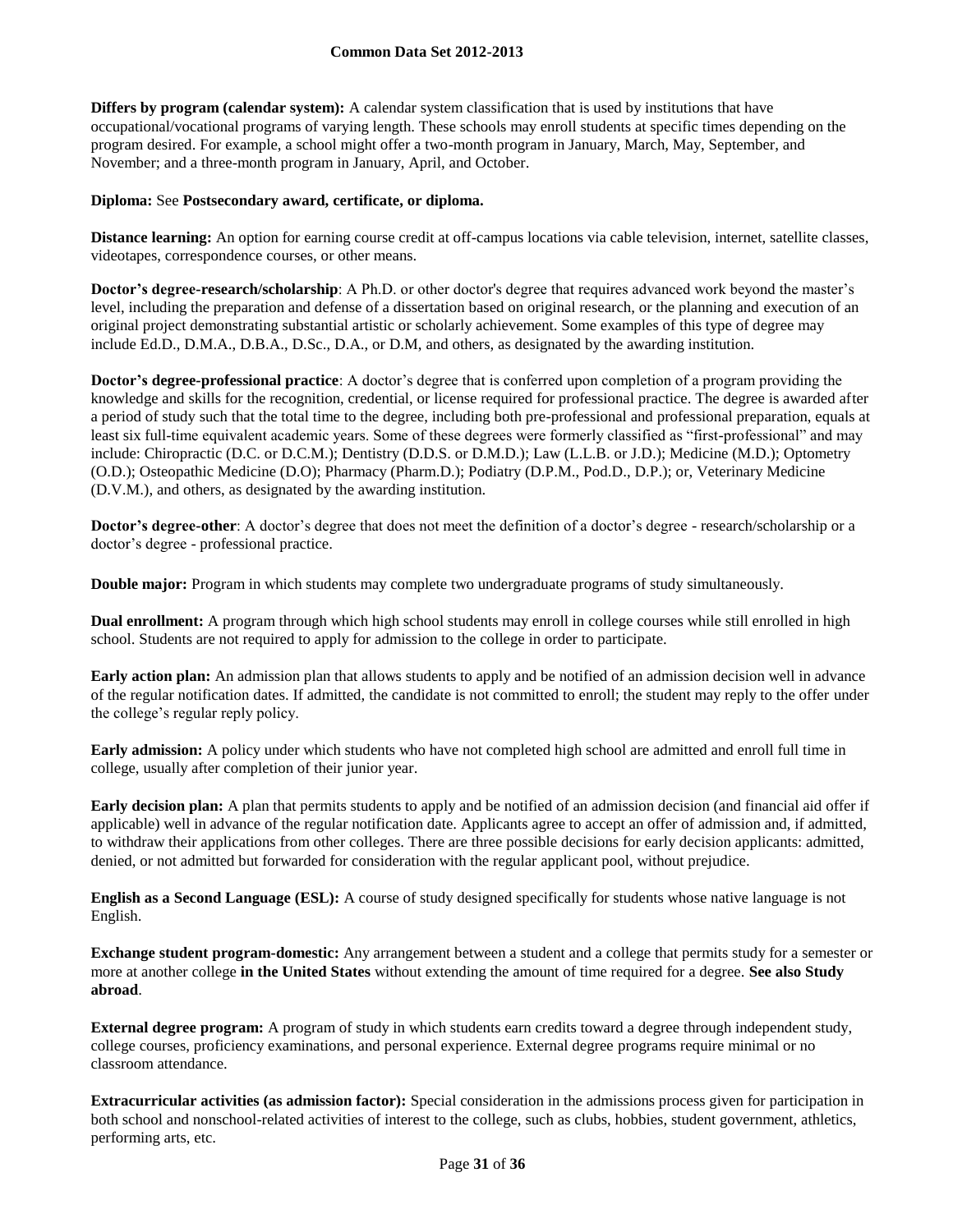**Differs by program (calendar system):** A calendar system classification that is used by institutions that have occupational/vocational programs of varying length. These schools may enroll students at specific times depending on the program desired. For example, a school might offer a two-month program in January, March, May, September, and November; and a three-month program in January, April, and October.

**Diploma:** See **Postsecondary award, certificate, or diploma.**

**Distance learning:** An option for earning course credit at off-campus locations via cable television, internet, satellite classes, videotapes, correspondence courses, or other means.

**Doctor's degree-research/scholarship**: A Ph.D. or other doctor's degree that requires advanced work beyond the master's level, including the preparation and defense of a dissertation based on original research, or the planning and execution of an original project demonstrating substantial artistic or scholarly achievement. Some examples of this type of degree may include Ed.D., D.M.A., D.B.A., D.Sc., D.A., or D.M, and others, as designated by the awarding institution.

**Doctor's degree-professional practice**: A doctor's degree that is conferred upon completion of a program providing the knowledge and skills for the recognition, credential, or license required for professional practice. The degree is awarded after a period of study such that the total time to the degree, including both pre-professional and professional preparation, equals at least six full-time equivalent academic years. Some of these degrees were formerly classified as "first-professional" and may include: Chiropractic (D.C. or D.C.M.); Dentistry (D.D.S. or D.M.D.); Law (L.L.B. or J.D.); Medicine (M.D.); Optometry (O.D.); Osteopathic Medicine (D.O); Pharmacy (Pharm.D.); Podiatry (D.P.M., Pod.D., D.P.); or, Veterinary Medicine (D.V.M.), and others, as designated by the awarding institution.

**Doctor's degree-other**: A doctor's degree that does not meet the definition of a doctor's degree - research/scholarship or a doctor's degree - professional practice.

**Double major:** Program in which students may complete two undergraduate programs of study simultaneously.

**Dual enrollment:** A program through which high school students may enroll in college courses while still enrolled in high school. Students are not required to apply for admission to the college in order to participate.

**Early action plan:** An admission plan that allows students to apply and be notified of an admission decision well in advance of the regular notification dates. If admitted, the candidate is not committed to enroll; the student may reply to the offer under the college's regular reply policy.

**Early admission:** A policy under which students who have not completed high school are admitted and enroll full time in college, usually after completion of their junior year.

**Early decision plan:** A plan that permits students to apply and be notified of an admission decision (and financial aid offer if applicable) well in advance of the regular notification date. Applicants agree to accept an offer of admission and, if admitted, to withdraw their applications from other colleges. There are three possible decisions for early decision applicants: admitted, denied, or not admitted but forwarded for consideration with the regular applicant pool, without prejudice.

**English as a Second Language (ESL):** A course of study designed specifically for students whose native language is not English.

**Exchange student program-domestic:** Any arrangement between a student and a college that permits study for a semester or more at another college **in the United States** without extending the amount of time required for a degree. **See also Study abroad**.

**External degree program:** A program of study in which students earn credits toward a degree through independent study, college courses, proficiency examinations, and personal experience. External degree programs require minimal or no classroom attendance.

**Extracurricular activities (as admission factor):** Special consideration in the admissions process given for participation in both school and nonschool-related activities of interest to the college, such as clubs, hobbies, student government, athletics, performing arts, etc.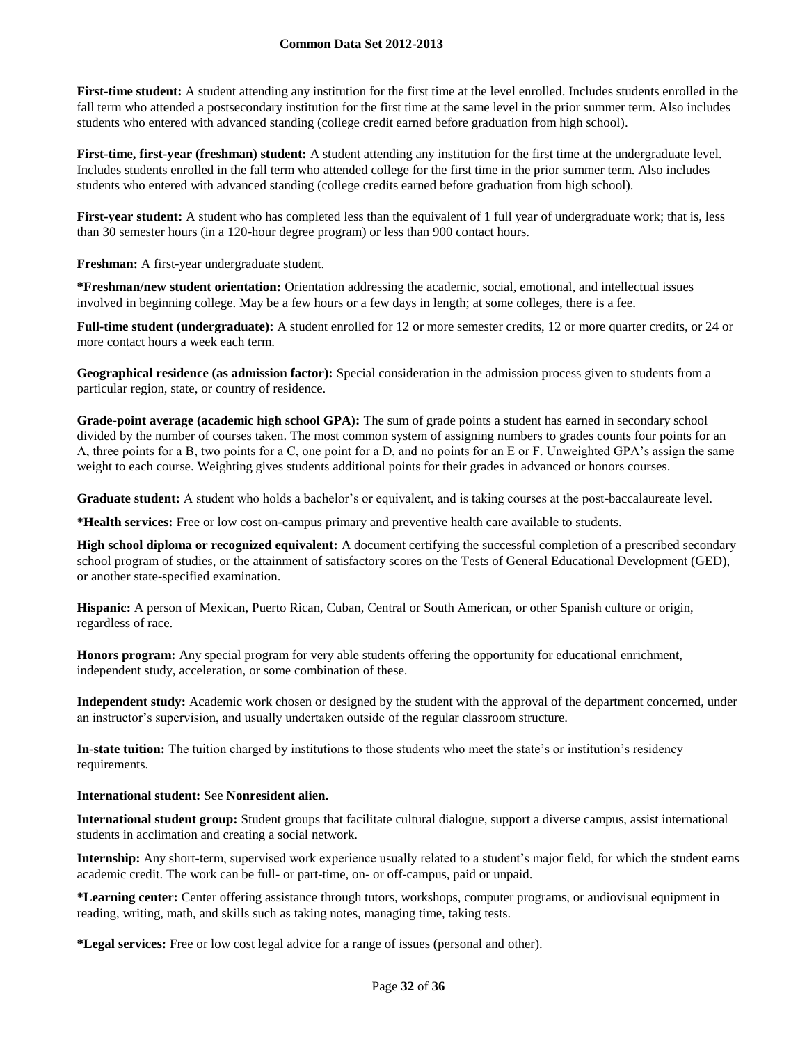**First-time student:** A student attending any institution for the first time at the level enrolled. Includes students enrolled in the fall term who attended a postsecondary institution for the first time at the same level in the prior summer term. Also includes students who entered with advanced standing (college credit earned before graduation from high school).

**First-time, first-year (freshman) student:** A student attending any institution for the first time at the undergraduate level. Includes students enrolled in the fall term who attended college for the first time in the prior summer term. Also includes students who entered with advanced standing (college credits earned before graduation from high school).

**First-year student:** A student who has completed less than the equivalent of 1 full year of undergraduate work; that is, less than 30 semester hours (in a 120-hour degree program) or less than 900 contact hours.

**Freshman:** A first-year undergraduate student.

***Freshman/new student orientation:** Orientation addressing the academic, social, emotional, and intellectual issues involved in beginning college. May be a few hours or a few days in length; at some colleges, there is a fee.

**Full-time student (undergraduate):** A student enrolled for 12 or more semester credits, 12 or more quarter credits, or 24 or more contact hours a week each term.

**Geographical residence (as admission factor):** Special consideration in the admission process given to students from a particular region, state, or country of residence.

**Grade-point average (academic high school GPA):** The sum of grade points a student has earned in secondary school divided by the number of courses taken. The most common system of assigning numbers to grades counts four points for an A, three points for a B, two points for a C, one point for a D, and no points for an E or F. Unweighted GPA's assign the same weight to each course. Weighting gives students additional points for their grades in advanced or honors courses.

**Graduate student:** A student who holds a bachelor's or equivalent, and is taking courses at the post-baccalaureate level.

***Health services:** Free or low cost on-campus primary and preventive health care available to students.

**High school diploma or recognized equivalent:** A document certifying the successful completion of a prescribed secondary school program of studies, or the attainment of satisfactory scores on the Tests of General Educational Development (GED), or another state-specified examination.

**Hispanic:** A person of Mexican, Puerto Rican, Cuban, Central or South American, or other Spanish culture or origin, regardless of race.

**Honors program:** Any special program for very able students offering the opportunity for educational enrichment, independent study, acceleration, or some combination of these.

**Independent study:** Academic work chosen or designed by the student with the approval of the department concerned, under an instructor's supervision, and usually undertaken outside of the regular classroom structure.

**In-state tuition:** The tuition charged by institutions to those students who meet the state's or institution's residency requirements.

**International student:** See **Nonresident alien.**

**International student group:** Student groups that facilitate cultural dialogue, support a diverse campus, assist international students in acclimation and creating a social network.

**Internship:** Any short-term, supervised work experience usually related to a student's major field, for which the student earns academic credit. The work can be full- or part-time, on- or off-campus, paid or unpaid.

***Learning center:** Center offering assistance through tutors, workshops, computer programs, or audiovisual equipment in reading, writing, math, and skills such as taking notes, managing time, taking tests.

***Legal services:** Free or low cost legal advice for a range of issues (personal and other).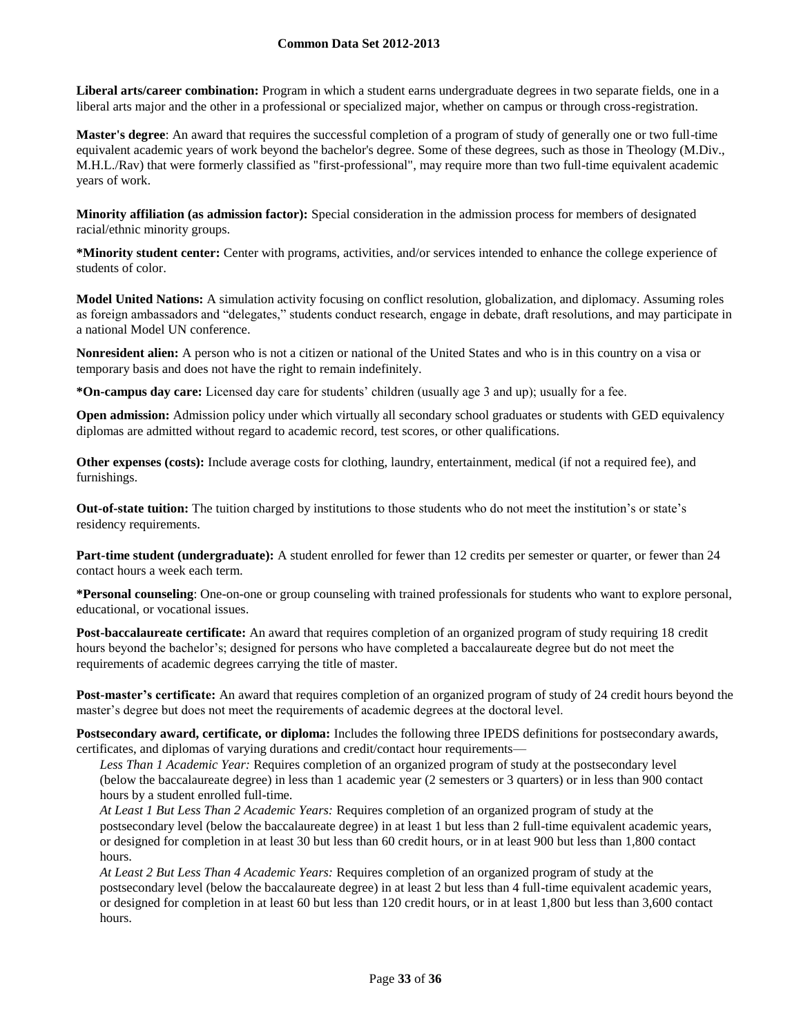**Liberal arts/career combination:** Program in which a student earns undergraduate degrees in two separate fields, one in a liberal arts major and the other in a professional or specialized major, whether on campus or through cross-registration.

**Master's degree**: An award that requires the successful completion of a program of study of generally one or two full-time equivalent academic years of work beyond the bachelor's degree. Some of these degrees, such as those in Theology (M.Div., M.H.L./Rav) that were formerly classified as "first-professional", may require more than two full-time equivalent academic years of work.

**Minority affiliation (as admission factor):** Special consideration in the admission process for members of designated racial/ethnic minority groups.

***Minority student center:** Center with programs, activities, and/or services intended to enhance the college experience of students of color.

**Model United Nations:** A simulation activity focusing on conflict resolution, globalization, and diplomacy. Assuming roles as foreign ambassadors and "delegates," students conduct research, engage in debate, draft resolutions, and may participate in a national Model UN conference.

**Nonresident alien:** A person who is not a citizen or national of the United States and who is in this country on a visa or temporary basis and does not have the right to remain indefinitely.

***On-campus day care:** Licensed day care for students' children (usually age 3 and up); usually for a fee.

**Open admission:** Admission policy under which virtually all secondary school graduates or students with GED equivalency diplomas are admitted without regard to academic record, test scores, or other qualifications.

**Other expenses (costs):** Include average costs for clothing, laundry, entertainment, medical (if not a required fee), and furnishings.

**Out-of-state tuition:** The tuition charged by institutions to those students who do not meet the institution's or state's residency requirements.

**Part-time student (undergraduate):** A student enrolled for fewer than 12 credits per semester or quarter, or fewer than 24 contact hours a week each term.

***Personal counseling**: One-on-one or group counseling with trained professionals for students who want to explore personal, educational, or vocational issues.

**Post-baccalaureate certificate:** An award that requires completion of an organized program of study requiring 18 credit hours beyond the bachelor's; designed for persons who have completed a baccalaureate degree but do not meet the requirements of academic degrees carrying the title of master.

**Post-master's certificate:** An award that requires completion of an organized program of study of 24 credit hours beyond the master's degree but does not meet the requirements of academic degrees at the doctoral level.

**Postsecondary award, certificate, or diploma:** Includes the following three IPEDS definitions for postsecondary awards, certificates, and diplomas of varying durations and credit/contact hour requirements—

*Less Than 1 Academic Year:* Requires completion of an organized program of study at the postsecondary level (below the baccalaureate degree) in less than 1 academic year (2 semesters or 3 quarters) or in less than 900 contact hours by a student enrolled full-time.

*At Least 1 But Less Than 2 Academic Years:* Requires completion of an organized program of study at the postsecondary level (below the baccalaureate degree) in at least 1 but less than 2 full-time equivalent academic years, or designed for completion in at least 30 but less than 60 credit hours, or in at least 900 but less than 1,800 contact hours.

*At Least 2 But Less Than 4 Academic Years:* Requires completion of an organized program of study at the postsecondary level (below the baccalaureate degree) in at least 2 but less than 4 full-time equivalent academic years, or designed for completion in at least 60 but less than 120 credit hours, or in at least 1,800 but less than 3,600 contact hours.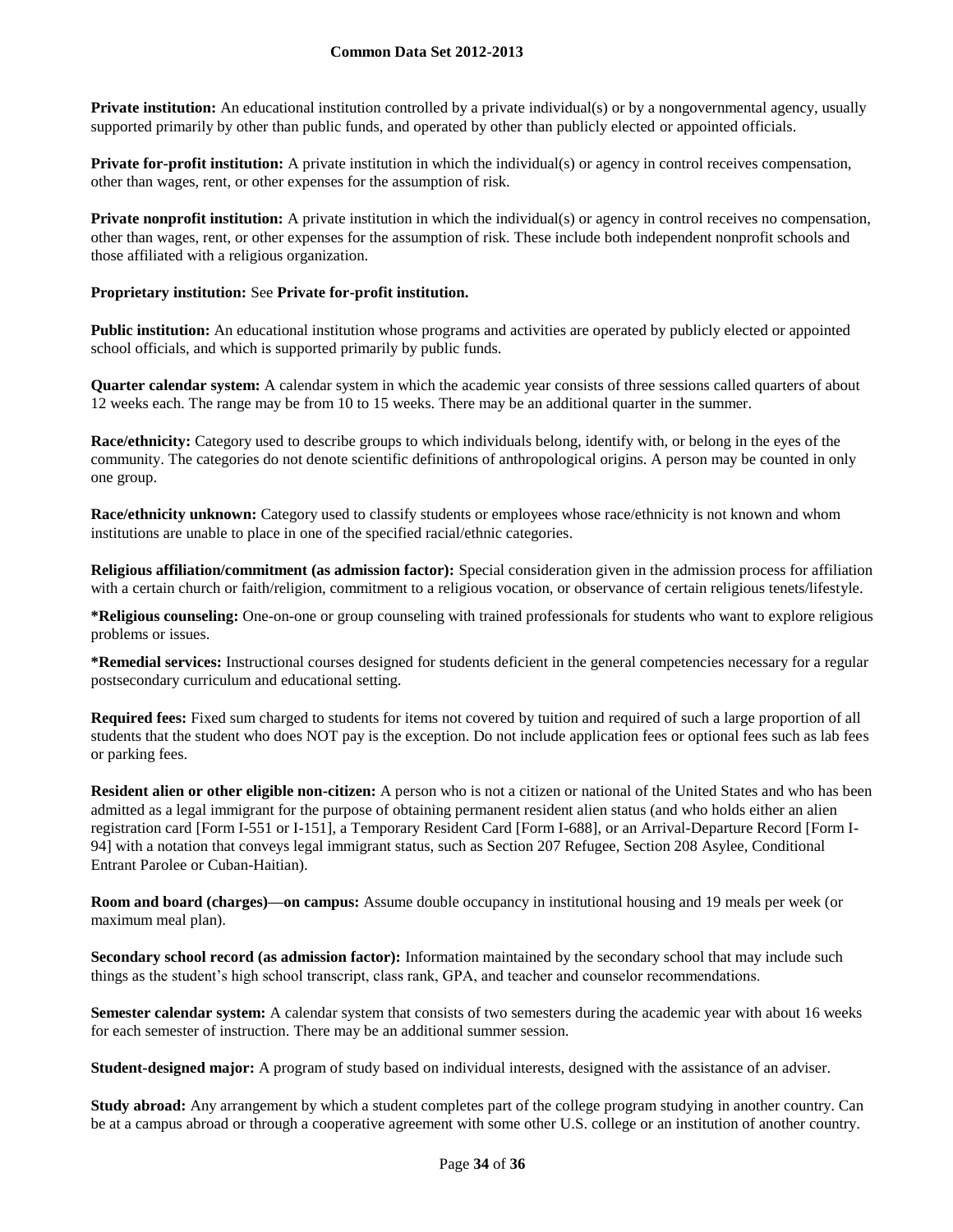**Private institution:** An educational institution controlled by a private individual(s) or by a nongovernmental agency, usually supported primarily by other than public funds, and operated by other than publicly elected or appointed officials.

**Private for-profit institution:** A private institution in which the individual(s) or agency in control receives compensation, other than wages, rent, or other expenses for the assumption of risk.

**Private nonprofit institution:** A private institution in which the individual(s) or agency in control receives no compensation, other than wages, rent, or other expenses for the assumption of risk. These include both independent nonprofit schools and those affiliated with a religious organization.

**Proprietary institution:** See **Private for-profit institution.**

**Public institution:** An educational institution whose programs and activities are operated by publicly elected or appointed school officials, and which is supported primarily by public funds.

**Quarter calendar system:** A calendar system in which the academic year consists of three sessions called quarters of about 12 weeks each. The range may be from 10 to 15 weeks. There may be an additional quarter in the summer.

**Race/ethnicity:** Category used to describe groups to which individuals belong, identify with, or belong in the eyes of the community. The categories do not denote scientific definitions of anthropological origins. A person may be counted in only one group.

**Race/ethnicity unknown:** Category used to classify students or employees whose race/ethnicity is not known and whom institutions are unable to place in one of the specified racial/ethnic categories.

**Religious affiliation/commitment (as admission factor):** Special consideration given in the admission process for affiliation with a certain church or faith/religion, commitment to a religious vocation, or observance of certain religious tenets/lifestyle.

**\*Religious counseling:** One-on-one or group counseling with trained professionals for students who want to explore religious problems or issues.

**\*Remedial services:** Instructional courses designed for students deficient in the general competencies necessary for a regular postsecondary curriculum and educational setting.

**Required fees:** Fixed sum charged to students for items not covered by tuition and required of such a large proportion of all students that the student who does NOT pay is the exception. Do not include application fees or optional fees such as lab fees or parking fees.

**Resident alien or other eligible non-citizen:** A person who is not a citizen or national of the United States and who has been admitted as a legal immigrant for the purpose of obtaining permanent resident alien status (and who holds either an alien registration card [Form I-551 or I-151], a Temporary Resident Card [Form I-688], or an Arrival-Departure Record [Form I-94] with a notation that conveys legal immigrant status, such as Section 207 Refugee, Section 208 Asylee, Conditional Entrant Parolee or Cuban-Haitian).

**Room and board (charges)—on campus:** Assume double occupancy in institutional housing and 19 meals per week (or maximum meal plan).

**Secondary school record (as admission factor):** Information maintained by the secondary school that may include such things as the student's high school transcript, class rank, GPA, and teacher and counselor recommendations.

**Semester calendar system:** A calendar system that consists of two semesters during the academic year with about 16 weeks for each semester of instruction. There may be an additional summer session.

**Student-designed major:** A program of study based on individual interests, designed with the assistance of an adviser.

**Study abroad:** Any arrangement by which a student completes part of the college program studying in another country. Can be at a campus abroad or through a cooperative agreement with some other U.S. college or an institution of another country.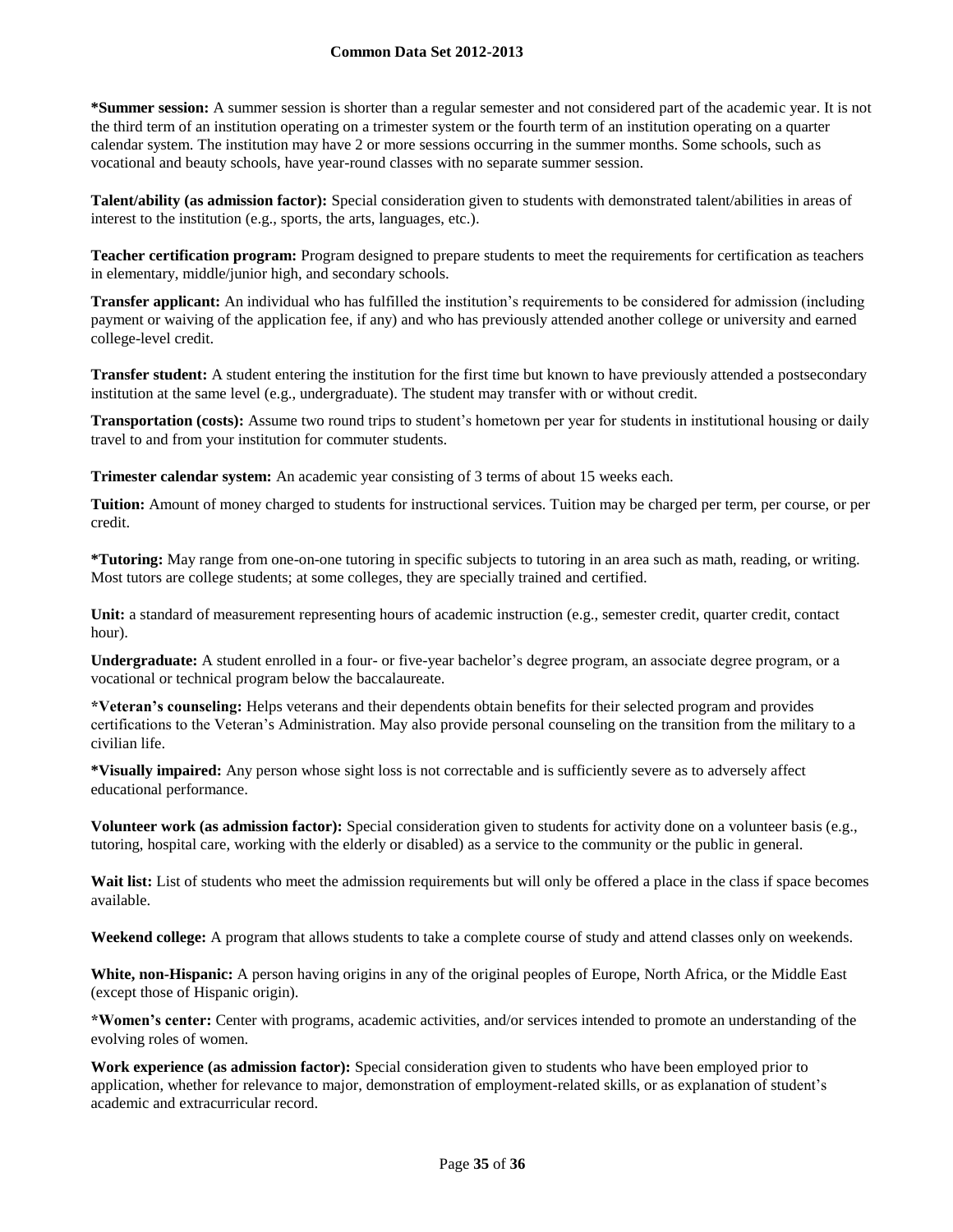**\*Summer session:** A summer session is shorter than a regular semester and not considered part of the academic year. It is not the third term of an institution operating on a trimester system or the fourth term of an institution operating on a quarter calendar system. The institution may have 2 or more sessions occurring in the summer months. Some schools, such as vocational and beauty schools, have year-round classes with no separate summer session.

**Talent/ability (as admission factor):** Special consideration given to students with demonstrated talent/abilities in areas of interest to the institution (e.g., sports, the arts, languages, etc.).

**Teacher certification program:** Program designed to prepare students to meet the requirements for certification as teachers in elementary, middle/junior high, and secondary schools.

**Transfer applicant:** An individual who has fulfilled the institution's requirements to be considered for admission (including payment or waiving of the application fee, if any) and who has previously attended another college or university and earned college-level credit.

**Transfer student:** A student entering the institution for the first time but known to have previously attended a postsecondary institution at the same level (e.g., undergraduate). The student may transfer with or without credit.

**Transportation (costs):** Assume two round trips to student's hometown per year for students in institutional housing or daily travel to and from your institution for commuter students.

**Trimester calendar system:** An academic year consisting of 3 terms of about 15 weeks each.

**Tuition:** Amount of money charged to students for instructional services. Tuition may be charged per term, per course, or per credit.

**\*Tutoring:** May range from one-on-one tutoring in specific subjects to tutoring in an area such as math, reading, or writing. Most tutors are college students; at some colleges, they are specially trained and certified.

**Unit:** a standard of measurement representing hours of academic instruction (e.g., semester credit, quarter credit, contact hour).

**Undergraduate:** A student enrolled in a four- or five-year bachelor's degree program, an associate degree program, or a vocational or technical program below the baccalaureate.

**\*Veteran's counseling:** Helps veterans and their dependents obtain benefits for their selected program and provides certifications to the Veteran's Administration. May also provide personal counseling on the transition from the military to a civilian life.

**\*Visually impaired:** Any person whose sight loss is not correctable and is sufficiently severe as to adversely affect educational performance.

**Volunteer work (as admission factor):** Special consideration given to students for activity done on a volunteer basis (e.g., tutoring, hospital care, working with the elderly or disabled) as a service to the community or the public in general.

**Wait list:** List of students who meet the admission requirements but will only be offered a place in the class if space becomes available.

**Weekend college:** A program that allows students to take a complete course of study and attend classes only on weekends.

**White, non-Hispanic:** A person having origins in any of the original peoples of Europe, North Africa, or the Middle East (except those of Hispanic origin).

**\*Women's center:** Center with programs, academic activities, and/or services intended to promote an understanding of the evolving roles of women.

**Work experience (as admission factor):** Special consideration given to students who have been employed prior to application, whether for relevance to major, demonstration of employment-related skills, or as explanation of student's academic and extracurricular record.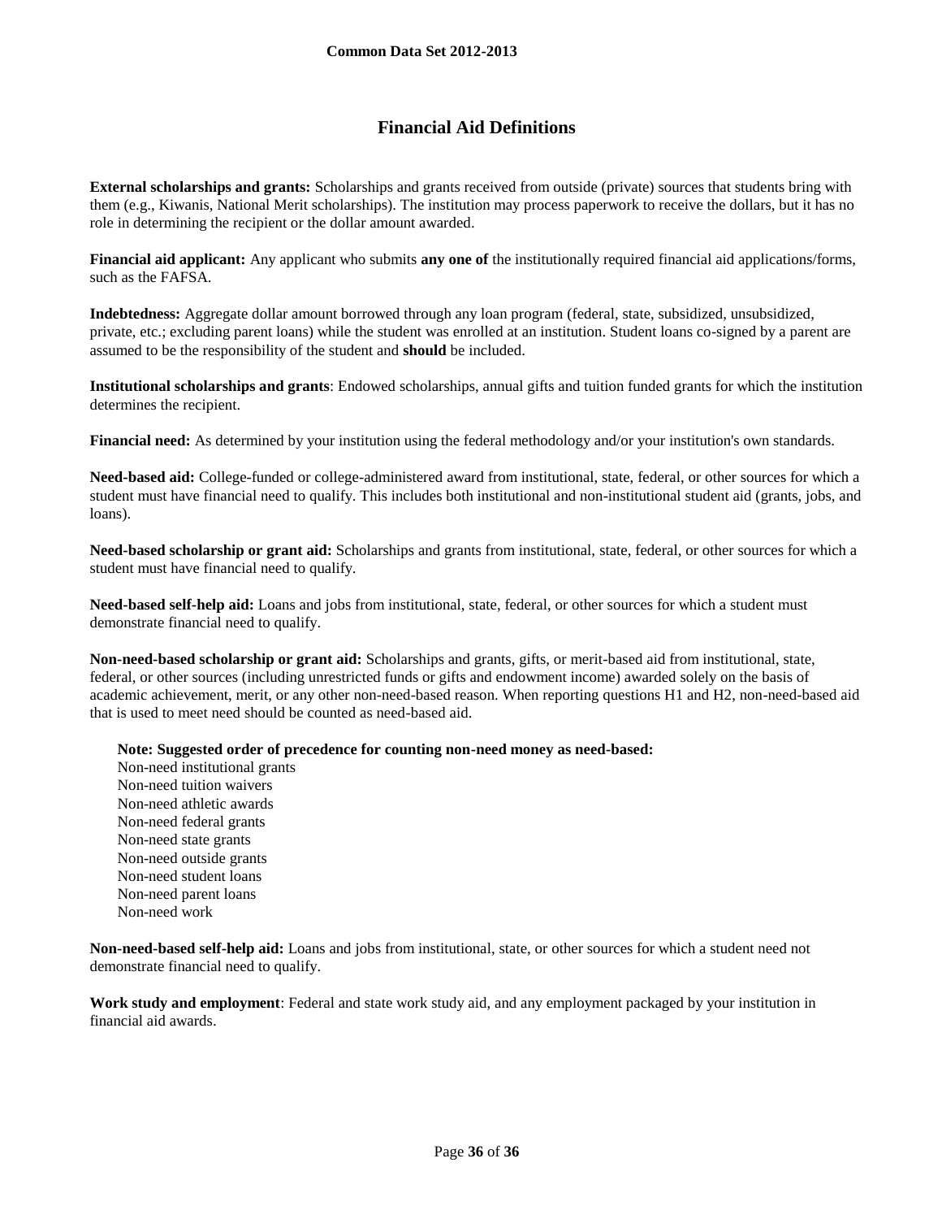## Financial Aid Definitions

**External scholarships and grants:** Scholarships and grants received from outside (private) sources that students bring with them (e.g., Kiwanis, National Merit scholarships). The institution may process paperwork to receive the dollars, but it has no role in determining the recipient or the dollar amount awarded.

**Financial aid applicant:** Any applicant who submits **any one of** the institutionally required financial aid applications/forms, such as the FAFSA.

**Indebtedness:** Aggregate dollar amount borrowed through any loan program (federal, state, subsidized, unsubsidized, private, etc.; excluding parent loans) while the student was enrolled at an institution. Student loans co-signed by a parent are assumed to be the responsibility of the student and **should** be included.

**Institutional scholarships and grants**: Endowed scholarships, annual gifts and tuition funded grants for which the institution determines the recipient.

**Financial need:** As determined by your institution using the federal methodology and/or your institution's own standards.

**Need-based aid:** College-funded or college-administered award from institutional, state, federal, or other sources for which a student must have financial need to qualify. This includes both institutional and non-institutional student aid (grants, jobs, and loans).

**Need-based scholarship or grant aid:** Scholarships and grants from institutional, state, federal, or other sources for which a student must have financial need to qualify.

**Need-based self-help aid:** Loans and jobs from institutional, state, federal, or other sources for which a student must demonstrate financial need to qualify.

**Non-need-based scholarship or grant aid:** Scholarships and grants, gifts, or merit-based aid from institutional, state, federal, or other sources (including unrestricted funds or gifts and endowment income) awarded solely on the basis of academic achievement, merit, or any other non-need-based reason. When reporting questions H1 and H2, non-need-based aid that is used to meet need should be counted as need-based aid.

**Note: Suggested order of precedence for counting non-need money as need-based:**
Non-need institutional grants
Non-need tuition waivers
Non-need athletic awards
Non-need federal grants
Non-need state grants
Non-need outside grants
Non-need student loans
Non-need parent loans
Non-need work

**Non-need-based self-help aid:** Loans and jobs from institutional, state, or other sources for which a student need not demonstrate financial need to qualify.

**Work study and employment**: Federal and state work study aid, and any employment packaged by your institution in financial aid awards.